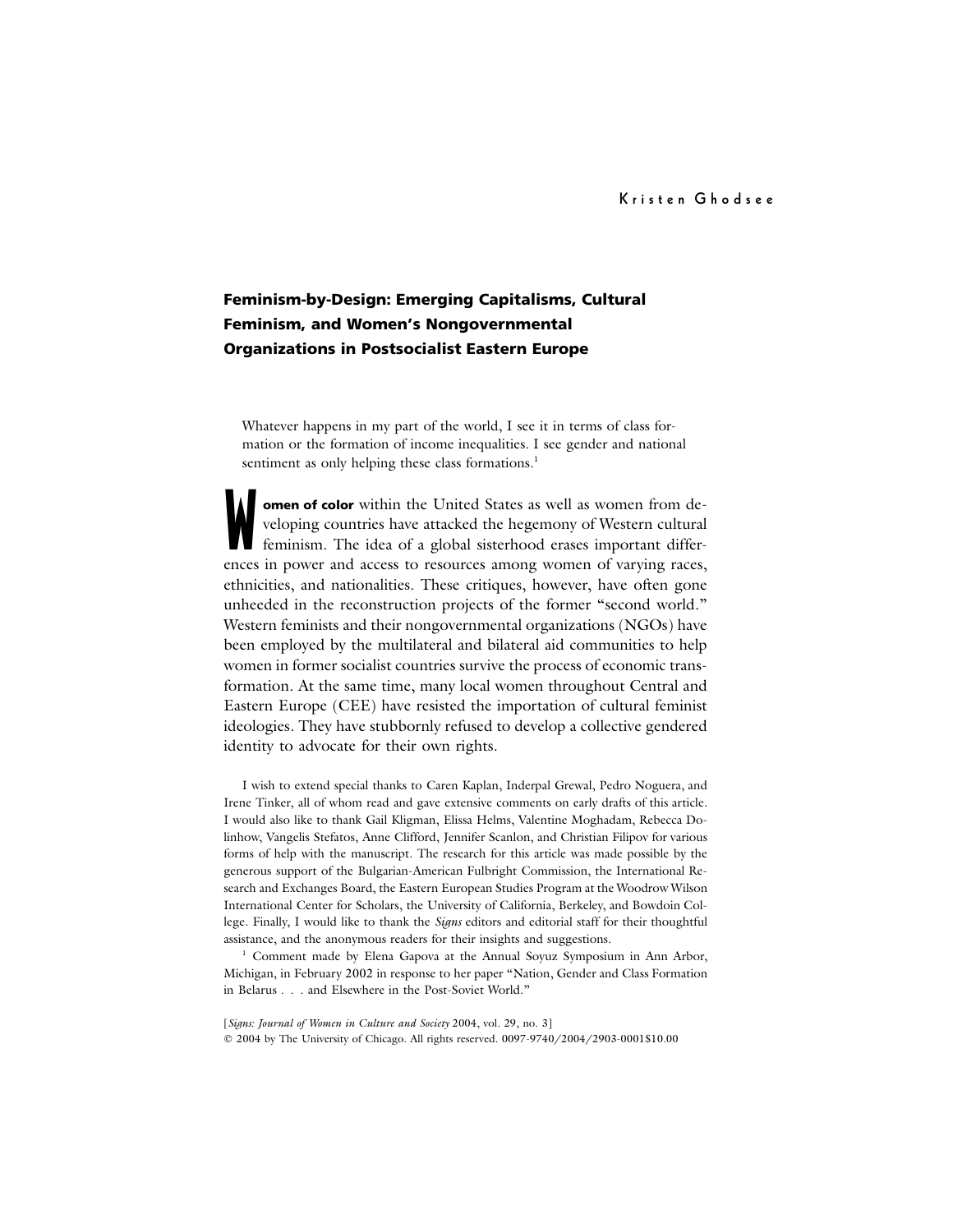Kristen Ghodsee

# Feminism-by-Design: Emerging Capitalisms, Cultural Feminism, and Women's Nongovernmental Organizations in Postsocialist Eastern Europe

> Whatever happens in my part of the world, I see it in terms of class formation or the formation of income inequalities. I see gender and national sentiment as only helping these class formations.[1]

**Women of color** within the United States as well as women from developing countries have attacked the hegemony of Western cultural feminism. The idea of a global sisterhood erases important differences in power and access to resources among women of varying races, ethnicities, and nationalities. These critiques, however, have often gone unheeded in the reconstruction projects of the former "second world." Western feminists and their nongovernmental organizations (NGOs) have been employed by the multilateral and bilateral aid communities to help women in former socialist countries survive the process of economic transformation. At the same time, many local women throughout Central and Eastern Europe (CEE) have resisted the importation of cultural feminist ideologies. They have stubbornly refused to develop a collective gendered identity to advocate for their own rights.

I wish to extend special thanks to Caren Kaplan, Inderpal Grewal, Pedro Noguera, and Irene Tinker, all of whom read and gave extensive comments on early drafts of this article. I would also like to thank Gail Kligman, Elissa Helms, Valentine Moghadam, Rebecca Dolinhow, Vangelis Stefatos, Anne Clifford, Jennifer Scanlon, and Christian Filipov for various forms of help with the manuscript. The research for this article was made possible by the generous support of the Bulgarian-American Fulbright Commission, the International Research and Exchanges Board, the Eastern European Studies Program at the Woodrow Wilson International Center for Scholars, the University of California, Berkeley, and Bowdoin College. Finally, I would like to thank the *Signs* editors and editorial staff for their thoughtful assistance, and the anonymous readers for their insights and suggestions.

[1] Comment made by Elena Gapova at the Annual Soyuz Symposium in Ann Arbor, Michigan, in February 2002 in response to her paper "Nation, Gender and Class Formation in Belarus . . . and Elsewhere in the Post-Soviet World."

[*Signs: Journal of Women in Culture and Society* 2004, vol. 29, no. 3]
© 2004 by The University of Chicago. All rights reserved. 0097-9740/2004/2903-0001$10.00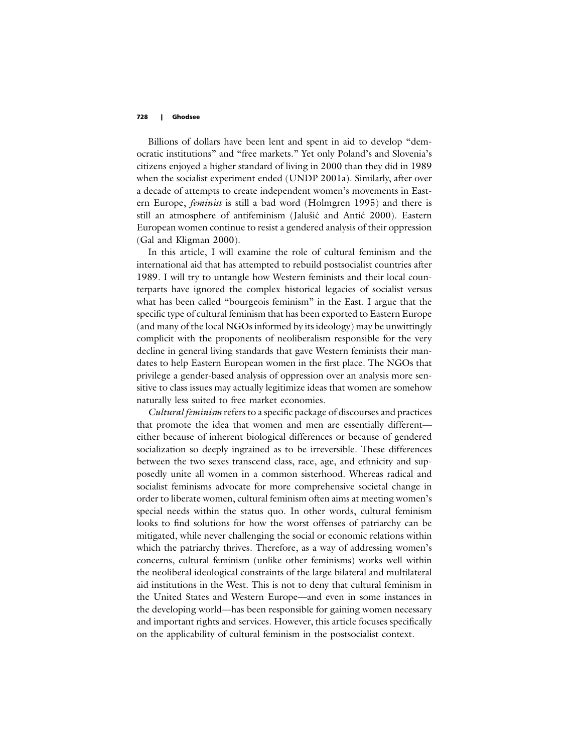Billions of dollars have been lent and spent in aid to develop "democratic institutions" and "free markets." Yet only Poland's and Slovenia's citizens enjoyed a higher standard of living in 2000 than they did in 1989 when the socialist experiment ended (UNDP 2001a). Similarly, after over a decade of attempts to create independent women's movements in Eastern Europe, *feminist* is still a bad word (Holmgren 1995) and there is still an atmosphere of antifeminism (Jalušić and Antić 2000). Eastern European women continue to resist a gendered analysis of their oppression (Gal and Kligman 2000).

In this article, I will examine the role of cultural feminism and the international aid that has attempted to rebuild postsocialist countries after 1989. I will try to untangle how Western feminists and their local counterparts have ignored the complex historical legacies of socialist versus what has been called "bourgeois feminism" in the East. I argue that the specific type of cultural feminism that has been exported to Eastern Europe (and many of the local NGOs informed by its ideology) may be unwittingly complicit with the proponents of neoliberalism responsible for the very decline in general living standards that gave Western feminists their mandates to help Eastern European women in the first place. The NGOs that privilege a gender-based analysis of oppression over an analysis more sensitive to class issues may actually legitimize ideas that women are somehow naturally less suited to free market economies.

*Cultural feminism* refers to a specific package of discourses and practices that promote the idea that women and men are essentially different—either because of inherent biological differences or because of gendered socialization so deeply ingrained as to be irreversible. These differences between the two sexes transcend class, race, age, and ethnicity and supposedly unite all women in a common sisterhood. Whereas radical and socialist feminisms advocate for more comprehensive societal change in order to liberate women, cultural feminism often aims at meeting women's special needs within the status quo. In other words, cultural feminism looks to find solutions for how the worst offenses of patriarchy can be mitigated, while never challenging the social or economic relations within which the patriarchy thrives. Therefore, as a way of addressing women's concerns, cultural feminism (unlike other feminisms) works well within the neoliberal ideological constraints of the large bilateral and multilateral aid institutions in the West. This is not to deny that cultural feminism in the United States and Western Europe—and even in some instances in the developing world—has been responsible for gaining women necessary and important rights and services. However, this article focuses specifically on the applicability of cultural feminism in the postsocialist context.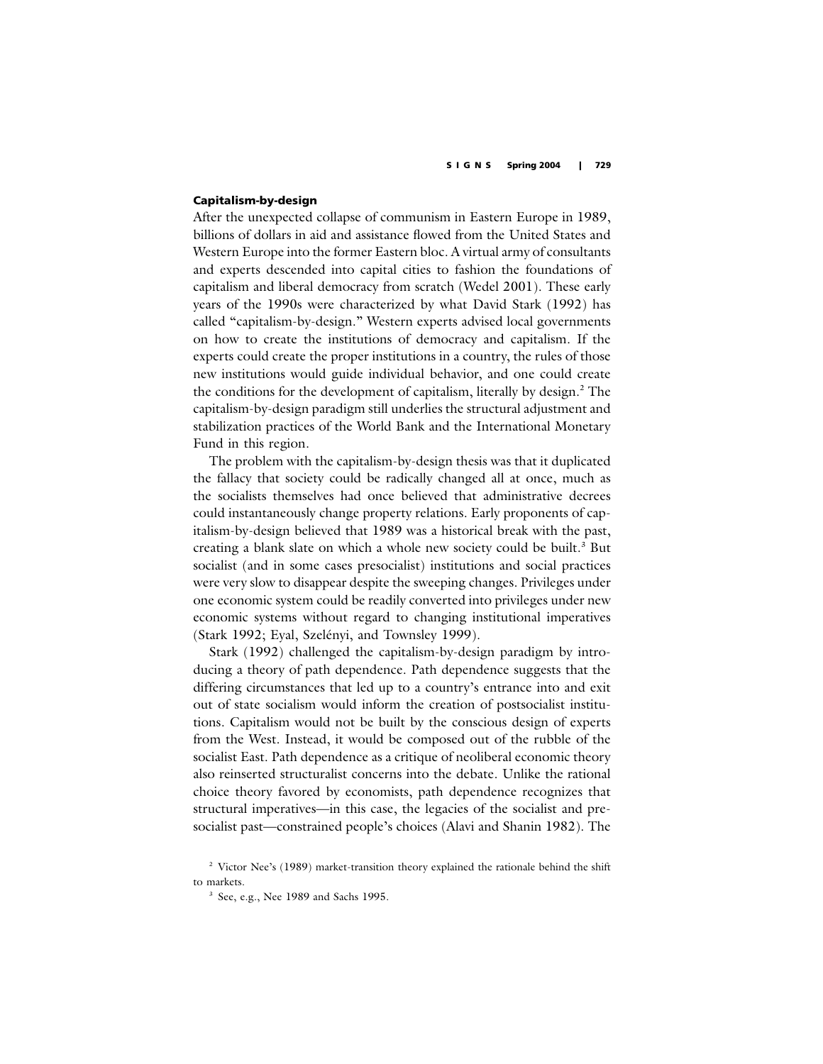### Capitalism-by-design

After the unexpected collapse of communism in Eastern Europe in 1989, billions of dollars in aid and assistance flowed from the United States and Western Europe into the former Eastern bloc. A virtual army of consultants and experts descended into capital cities to fashion the foundations of capitalism and liberal democracy from scratch (Wedel 2001). These early years of the 1990s were characterized by what David Stark (1992) has called "capitalism-by-design." Western experts advised local governments on how to create the institutions of democracy and capitalism. If the experts could create the proper institutions in a country, the rules of those new institutions would guide individual behavior, and one could create the conditions for the development of capitalism, literally by design.[2] The capitalism-by-design paradigm still underlies the structural adjustment and stabilization practices of the World Bank and the International Monetary Fund in this region.

The problem with the capitalism-by-design thesis was that it duplicated the fallacy that society could be radically changed all at once, much as the socialists themselves had once believed that administrative decrees could instantaneously change property relations. Early proponents of capitalism-by-design believed that 1989 was a historical break with the past, creating a blank slate on which a whole new society could be built.[3] But socialist (and in some cases presocialist) institutions and social practices were very slow to disappear despite the sweeping changes. Privileges under one economic system could be readily converted into privileges under new economic systems without regard to changing institutional imperatives (Stark 1992; Eyal, Szelényi, and Townsley 1999).

Stark (1992) challenged the capitalism-by-design paradigm by introducing a theory of path dependence. Path dependence suggests that the differing circumstances that led up to a country's entrance into and exit out of state socialism would inform the creation of postsocialist institutions. Capitalism would not be built by the conscious design of experts from the West. Instead, it would be composed out of the rubble of the socialist East. Path dependence as a critique of neoliberal economic theory also reinserted structuralist concerns into the debate. Unlike the rational choice theory favored by economists, path dependence recognizes that structural imperatives—in this case, the legacies of the socialist and presocialist past—constrained people's choices (Alavi and Shanin 1982). The

[2] Victor Nee's (1989) market-transition theory explained the rationale behind the shift to markets.

[3] See, e.g., Nee 1989 and Sachs 1995.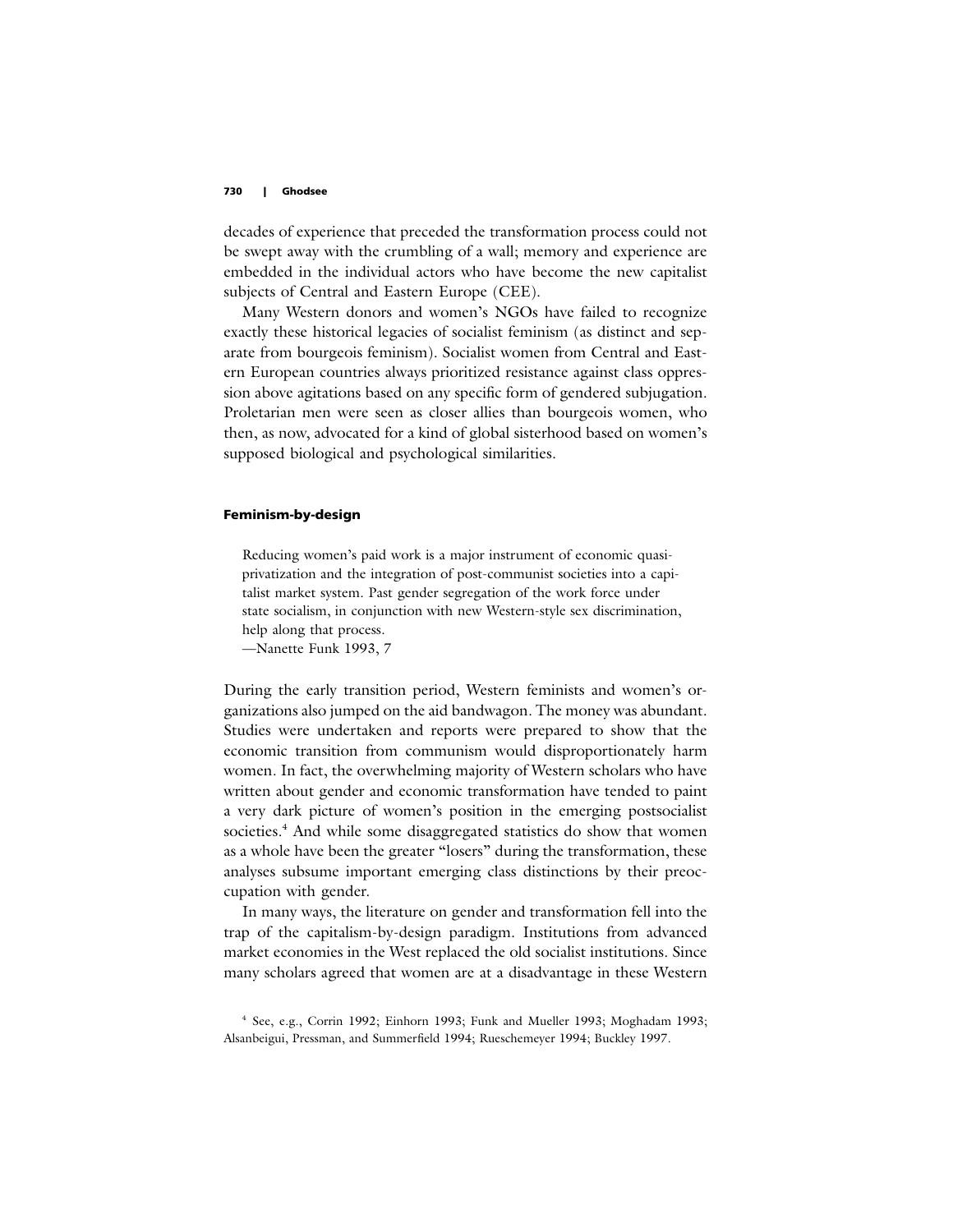decades of experience that preceded the transformation process could not be swept away with the crumbling of a wall; memory and experience are embedded in the individual actors who have become the new capitalist subjects of Central and Eastern Europe (CEE).

Many Western donors and women's NGOs have failed to recognize exactly these historical legacies of socialist feminism (as distinct and separate from bourgeois feminism). Socialist women from Central and Eastern European countries always prioritized resistance against class oppression above agitations based on any specific form of gendered subjugation. Proletarian men were seen as closer allies than bourgeois women, who then, as now, advocated for a kind of global sisterhood based on women's supposed biological and psychological similarities.

### Feminism-by-design

> Reducing women's paid work is a major instrument of economic quasi-privatization and the integration of post-communist societies into a capitalist market system. Past gender segregation of the work force under state socialism, in conjunction with new Western-style sex discrimination, help along that process.
> —Nanette Funk 1993, 7

During the early transition period, Western feminists and women's organizations also jumped on the aid bandwagon. The money was abundant. Studies were undertaken and reports were prepared to show that the economic transition from communism would disproportionately harm women. In fact, the overwhelming majority of Western scholars who have written about gender and economic transformation have tended to paint a very dark picture of women's position in the emerging postsocialist societies.[4] And while some disaggregated statistics do show that women as a whole have been the greater "losers" during the transformation, these analyses subsume important emerging class distinctions by their preoccupation with gender.

In many ways, the literature on gender and transformation fell into the trap of the capitalism-by-design paradigm. Institutions from advanced market economies in the West replaced the old socialist institutions. Since many scholars agreed that women are at a disadvantage in these Western

[4] See, e.g., Corrin 1992; Einhorn 1993; Funk and Mueller 1993; Moghadam 1993; Alsanbeigui, Pressman, and Summerfield 1994; Rueschemeyer 1994; Buckley 1997.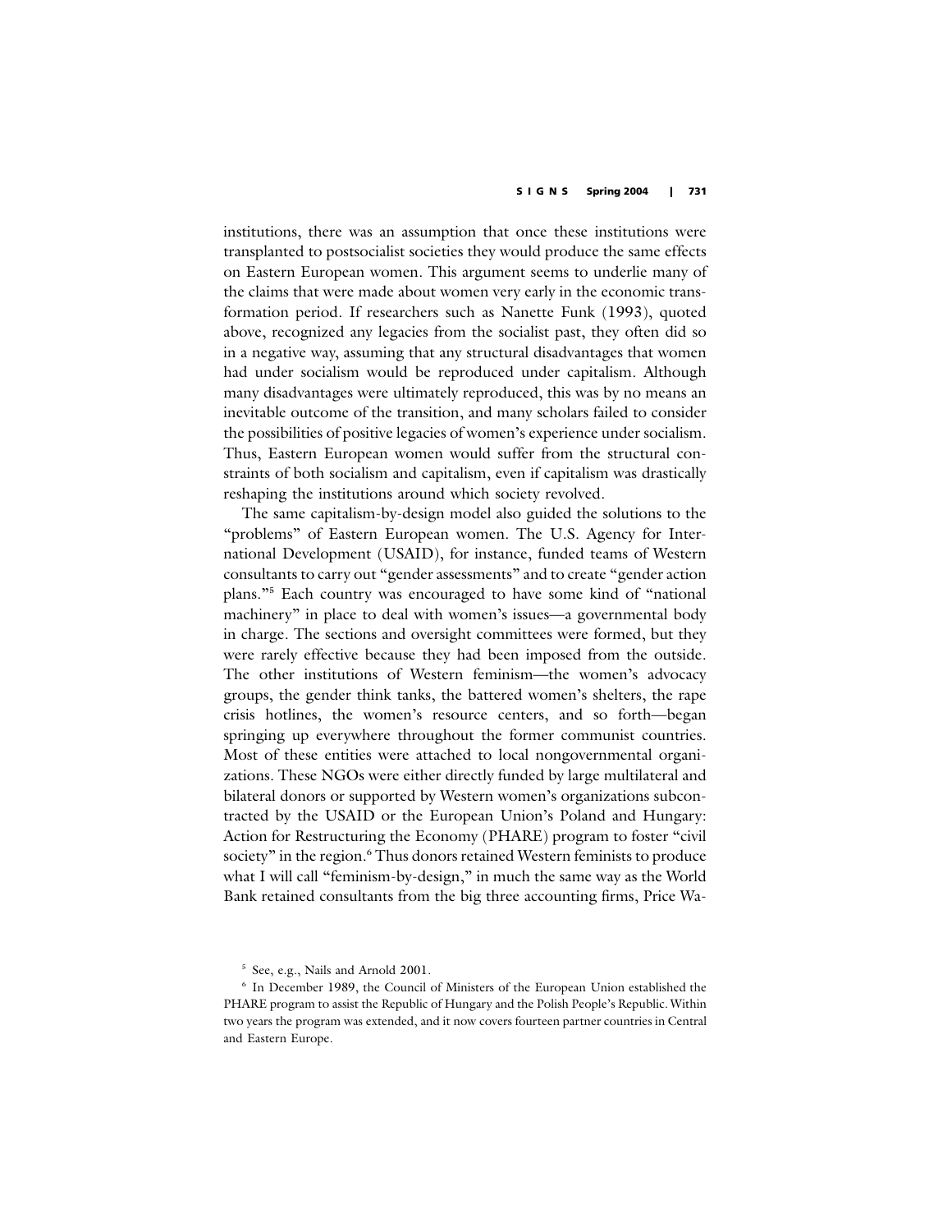institutions, there was an assumption that once these institutions were transplanted to postsocialist societies they would produce the same effects on Eastern European women. This argument seems to underlie many of the claims that were made about women very early in the economic transformation period. If researchers such as Nanette Funk (1993), quoted above, recognized any legacies from the socialist past, they often did so in a negative way, assuming that any structural disadvantages that women had under socialism would be reproduced under capitalism. Although many disadvantages were ultimately reproduced, this was by no means an inevitable outcome of the transition, and many scholars failed to consider the possibilities of positive legacies of women's experience under socialism. Thus, Eastern European women would suffer from the structural constraints of both socialism and capitalism, even if capitalism was drastically reshaping the institutions around which society revolved.

The same capitalism-by-design model also guided the solutions to the "problems" of Eastern European women. The U.S. Agency for International Development (USAID), for instance, funded teams of Western consultants to carry out "gender assessments" and to create "gender action plans."[5] Each country was encouraged to have some kind of "national machinery" in place to deal with women's issues—a governmental body in charge. The sections and oversight committees were formed, but they were rarely effective because they had been imposed from the outside. The other institutions of Western feminism—the women's advocacy groups, the gender think tanks, the battered women's shelters, the rape crisis hotlines, the women's resource centers, and so forth—began springing up everywhere throughout the former communist countries. Most of these entities were attached to local nongovernmental organizations. These NGOs were either directly funded by large multilateral and bilateral donors or supported by Western women's organizations subcontracted by the USAID or the European Union's Poland and Hungary: Action for Restructuring the Economy (PHARE) program to foster "civil society" in the region.[6] Thus donors retained Western feminists to produce what I will call "feminism-by-design," in much the same way as the World Bank retained consultants from the big three accounting firms, Price Wa-

[5] See, e.g., Nails and Arnold 2001.

[6] In December 1989, the Council of Ministers of the European Union established the PHARE program to assist the Republic of Hungary and the Polish People's Republic. Within two years the program was extended, and it now covers fourteen partner countries in Central and Eastern Europe.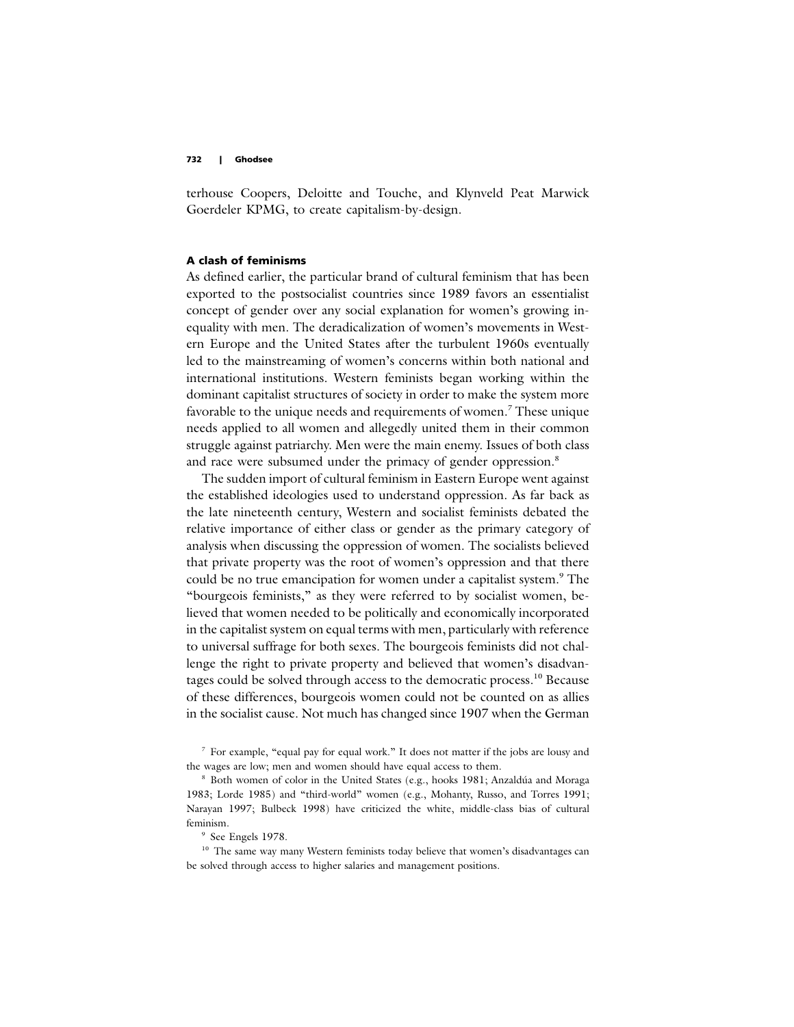terhouse Coopers, Deloitte and Touche, and Klynveld Peat Marwick Goerdeler KPMG, to create capitalism-by-design.

### A clash of feminisms

As defined earlier, the particular brand of cultural feminism that has been exported to the postsocialist countries since 1989 favors an essentialist concept of gender over any social explanation for women's growing inequality with men. The deradicalization of women's movements in Western Europe and the United States after the turbulent 1960s eventually led to the mainstreaming of women's concerns within both national and international institutions. Western feminists began working within the dominant capitalist structures of society in order to make the system more favorable to the unique needs and requirements of women.[7] These unique needs applied to all women and allegedly united them in their common struggle against patriarchy. Men were the main enemy. Issues of both class and race were subsumed under the primacy of gender oppression.[8]

The sudden import of cultural feminism in Eastern Europe went against the established ideologies used to understand oppression. As far back as the late nineteenth century, Western and socialist feminists debated the relative importance of either class or gender as the primary category of analysis when discussing the oppression of women. The socialists believed that private property was the root of women's oppression and that there could be no true emancipation for women under a capitalist system.[9] The "bourgeois feminists," as they were referred to by socialist women, believed that women needed to be politically and economically incorporated in the capitalist system on equal terms with men, particularly with reference to universal suffrage for both sexes. The bourgeois feminists did not challenge the right to private property and believed that women's disadvantages could be solved through access to the democratic process.[10] Because of these differences, bourgeois women could not be counted on as allies in the socialist cause. Not much has changed since 1907 when the German

---

[7] For example, "equal pay for equal work." It does not matter if the jobs are lousy and the wages are low; men and women should have equal access to them.

[8] Both women of color in the United States (e.g., hooks 1981; Anzaldúa and Moraga 1983; Lorde 1985) and "third-world" women (e.g., Mohanty, Russo, and Torres 1991; Narayan 1997; Bulbeck 1998) have criticized the white, middle-class bias of cultural feminism.

[9] See Engels 1978.

[10] The same way many Western feminists today believe that women's disadvantages can be solved through access to higher salaries and management positions.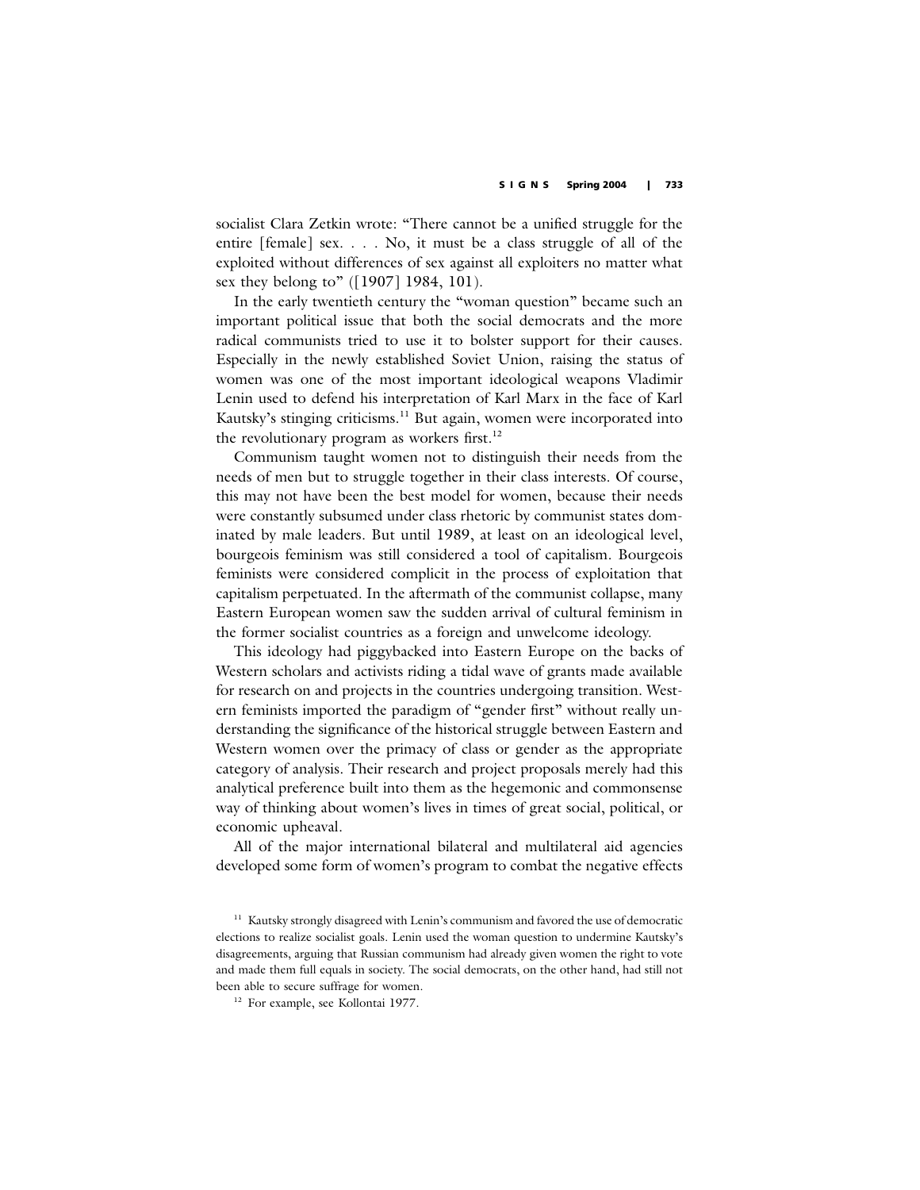socialist Clara Zetkin wrote: "There cannot be a unified struggle for the entire [female] sex. . . . No, it must be a class struggle of all of the exploited without differences of sex against all exploiters no matter what sex they belong to" ([1907] 1984, 101).

In the early twentieth century the "woman question" became such an important political issue that both the social democrats and the more radical communists tried to use it to bolster support for their causes. Especially in the newly established Soviet Union, raising the status of women was one of the most important ideological weapons Vladimir Lenin used to defend his interpretation of Karl Marx in the face of Karl Kautsky's stinging criticisms.[11] But again, women were incorporated into the revolutionary program as workers first.[12]

Communism taught women not to distinguish their needs from the needs of men but to struggle together in their class interests. Of course, this may not have been the best model for women, because their needs were constantly subsumed under class rhetoric by communist states dominated by male leaders. But until 1989, at least on an ideological level, bourgeois feminism was still considered a tool of capitalism. Bourgeois feminists were considered complicit in the process of exploitation that capitalism perpetuated. In the aftermath of the communist collapse, many Eastern European women saw the sudden arrival of cultural feminism in the former socialist countries as a foreign and unwelcome ideology.

This ideology had piggybacked into Eastern Europe on the backs of Western scholars and activists riding a tidal wave of grants made available for research on and projects in the countries undergoing transition. Western feminists imported the paradigm of "gender first" without really understanding the significance of the historical struggle between Eastern and Western women over the primacy of class or gender as the appropriate category of analysis. Their research and project proposals merely had this analytical preference built into them as the hegemonic and commonsense way of thinking about women's lives in times of great social, political, or economic upheaval.

All of the major international bilateral and multilateral aid agencies developed some form of women's program to combat the negative effects

[11] Kautsky strongly disagreed with Lenin's communism and favored the use of democratic elections to realize socialist goals. Lenin used the woman question to undermine Kautsky's disagreements, arguing that Russian communism had already given women the right to vote and made them full equals in society. The social democrats, on the other hand, had still not been able to secure suffrage for women.

[12] For example, see Kollontai 1977.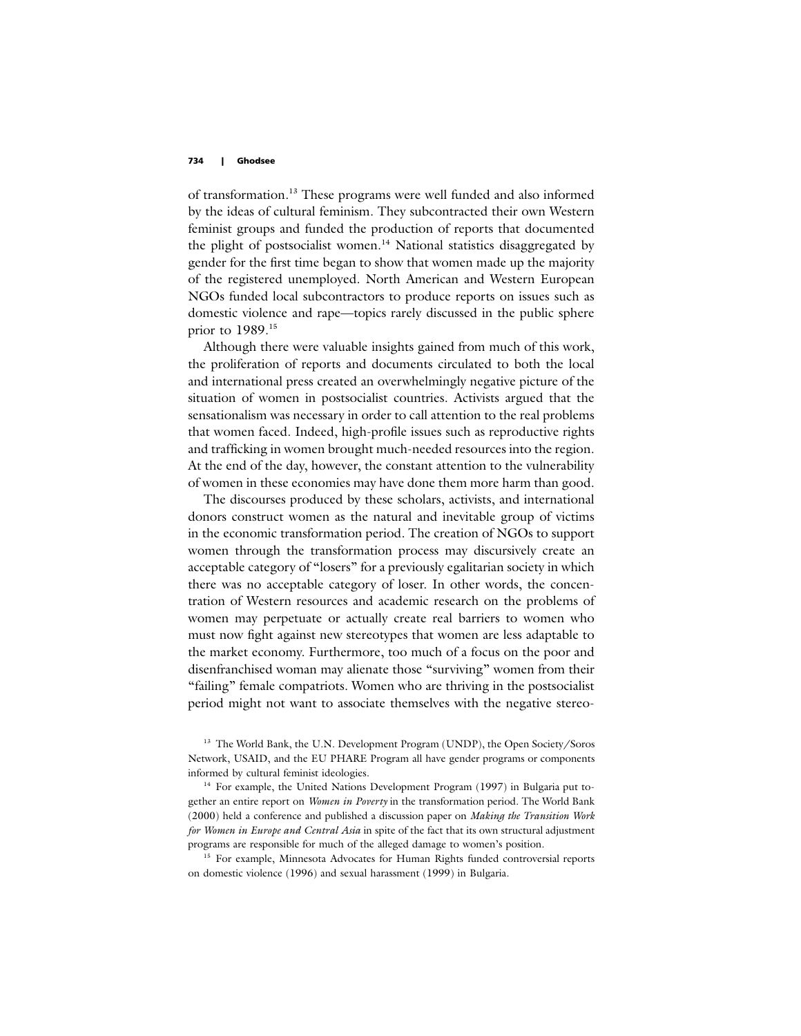of transformation.[13] These programs were well funded and also informed by the ideas of cultural feminism. They subcontracted their own Western feminist groups and funded the production of reports that documented the plight of postsocialist women.[14] National statistics disaggregated by gender for the first time began to show that women made up the majority of the registered unemployed. North American and Western European NGOs funded local subcontractors to produce reports on issues such as domestic violence and rape—topics rarely discussed in the public sphere prior to 1989.[15]

Although there were valuable insights gained from much of this work, the proliferation of reports and documents circulated to both the local and international press created an overwhelmingly negative picture of the situation of women in postsocialist countries. Activists argued that the sensationalism was necessary in order to call attention to the real problems that women faced. Indeed, high-profile issues such as reproductive rights and trafficking in women brought much-needed resources into the region. At the end of the day, however, the constant attention to the vulnerability of women in these economies may have done them more harm than good.

The discourses produced by these scholars, activists, and international donors construct women as the natural and inevitable group of victims in the economic transformation period. The creation of NGOs to support women through the transformation process may discursively create an acceptable category of "losers" for a previously egalitarian society in which there was no acceptable category of loser. In other words, the concentration of Western resources and academic research on the problems of women may perpetuate or actually create real barriers to women who must now fight against new stereotypes that women are less adaptable to the market economy. Furthermore, too much of a focus on the poor and disenfranchised woman may alienate those "surviving" women from their "failing" female compatriots. Women who are thriving in the postsocialist period might not want to associate themselves with the negative stereo-

[13] The World Bank, the U.N. Development Program (UNDP), the Open Society/Soros Network, USAID, and the EU PHARE Program all have gender programs or components informed by cultural feminist ideologies.

[14] For example, the United Nations Development Program (1997) in Bulgaria put together an entire report on *Women in Poverty* in the transformation period. The World Bank (2000) held a conference and published a discussion paper on *Making the Transition Work for Women in Europe and Central Asia* in spite of the fact that its own structural adjustment programs are responsible for much of the alleged damage to women's position.

[15] For example, Minnesota Advocates for Human Rights funded controversial reports on domestic violence (1996) and sexual harassment (1999) in Bulgaria.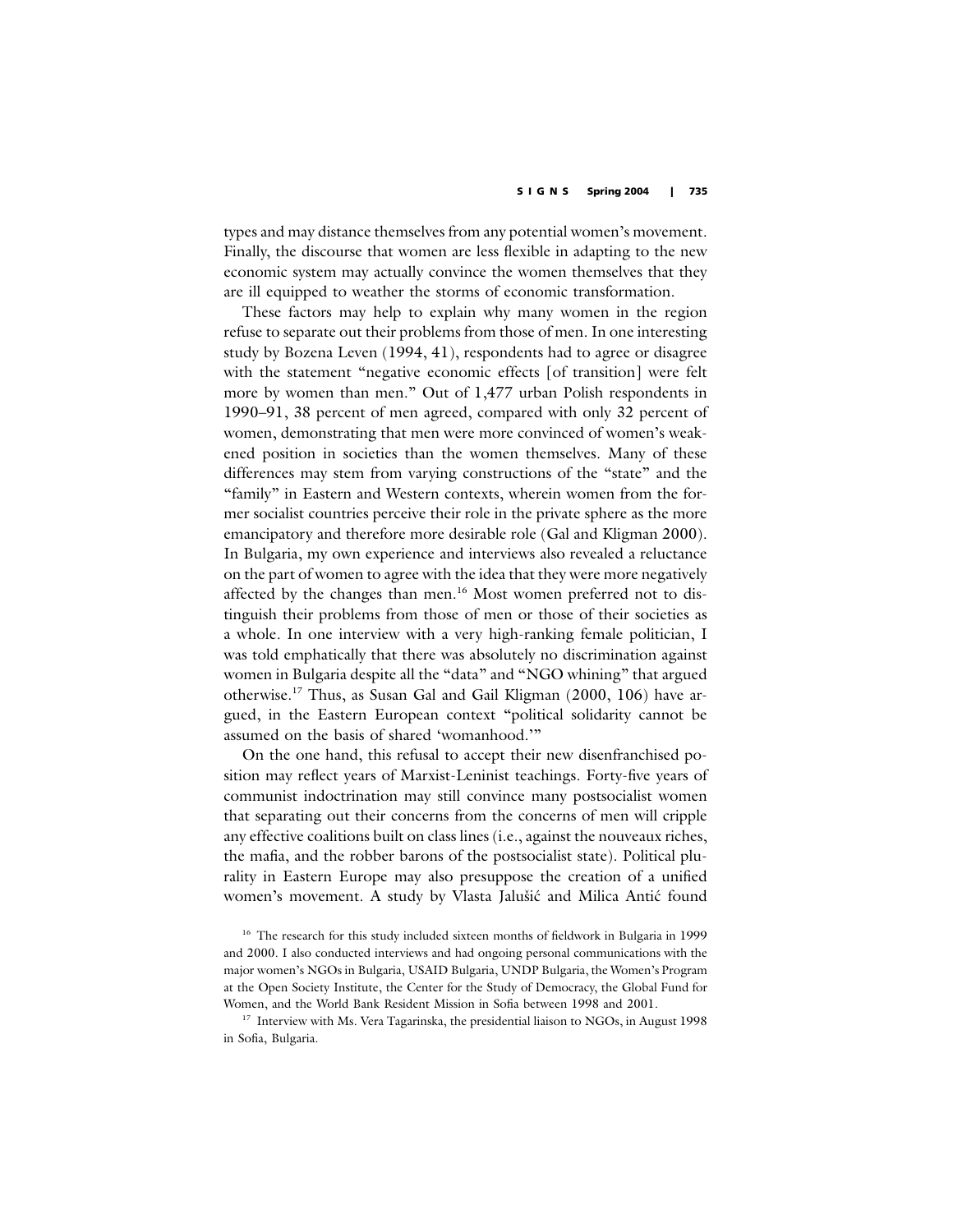types and may distance themselves from any potential women's movement. Finally, the discourse that women are less flexible in adapting to the new economic system may actually convince the women themselves that they are ill equipped to weather the storms of economic transformation.

These factors may help to explain why many women in the region refuse to separate out their problems from those of men. In one interesting study by Bozena Leven (1994, 41), respondents had to agree or disagree with the statement "negative economic effects [of transition] were felt more by women than men." Out of 1,477 urban Polish respondents in 1990–91, 38 percent of men agreed, compared with only 32 percent of women, demonstrating that men were more convinced of women's weakened position in societies than the women themselves. Many of these differences may stem from varying constructions of the "state" and the "family" in Eastern and Western contexts, wherein women from the former socialist countries perceive their role in the private sphere as the more emancipatory and therefore more desirable role (Gal and Kligman 2000). In Bulgaria, my own experience and interviews also revealed a reluctance on the part of women to agree with the idea that they were more negatively affected by the changes than men.[16] Most women preferred not to distinguish their problems from those of men or those of their societies as a whole. In one interview with a very high-ranking female politician, I was told emphatically that there was absolutely no discrimination against women in Bulgaria despite all the "data" and "NGO whining" that argued otherwise.[17] Thus, as Susan Gal and Gail Kligman (2000, 106) have argued, in the Eastern European context "political solidarity cannot be assumed on the basis of shared 'womanhood.'"

On the one hand, this refusal to accept their new disenfranchised position may reflect years of Marxist-Leninist teachings. Forty-five years of communist indoctrination may still convince many postsocialist women that separating out their concerns from the concerns of men will cripple any effective coalitions built on class lines (i.e., against the nouveaux riches, the mafia, and the robber barons of the postsocialist state). Political plurality in Eastern Europe may also presuppose the creation of a unified women's movement. A study by Vlasta Jalušić and Milica Antić found

[16] The research for this study included sixteen months of fieldwork in Bulgaria in 1999 and 2000. I also conducted interviews and had ongoing personal communications with the major women's NGOs in Bulgaria, USAID Bulgaria, UNDP Bulgaria, the Women's Program at the Open Society Institute, the Center for the Study of Democracy, the Global Fund for Women, and the World Bank Resident Mission in Sofia between 1998 and 2001.

[17] Interview with Ms. Vera Tagarinska, the presidential liaison to NGOs, in August 1998 in Sofia, Bulgaria.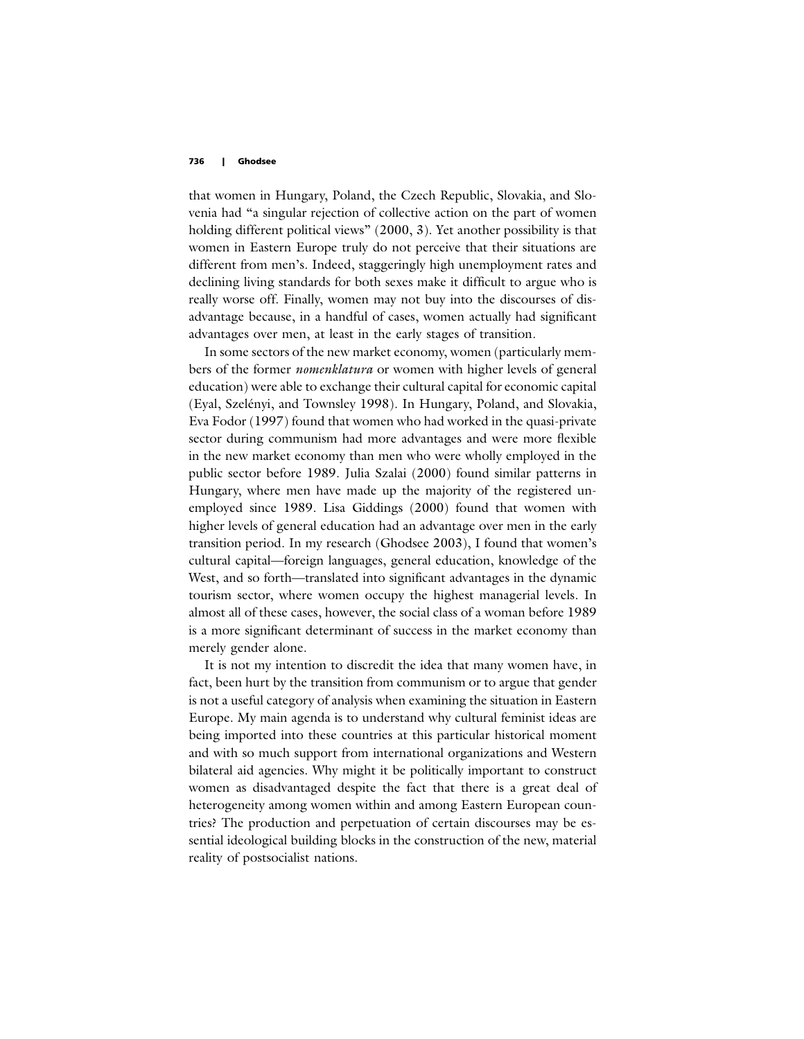that women in Hungary, Poland, the Czech Republic, Slovakia, and Slovenia had "a singular rejection of collective action on the part of women holding different political views" (2000, 3). Yet another possibility is that women in Eastern Europe truly do not perceive that their situations are different from men's. Indeed, staggeringly high unemployment rates and declining living standards for both sexes make it difficult to argue who is really worse off. Finally, women may not buy into the discourses of disadvantage because, in a handful of cases, women actually had significant advantages over men, at least in the early stages of transition.

In some sectors of the new market economy, women (particularly members of the former *nomenklatura* or women with higher levels of general education) were able to exchange their cultural capital for economic capital (Eyal, Szelényi, and Townsley 1998). In Hungary, Poland, and Slovakia, Eva Fodor (1997) found that women who had worked in the quasi-private sector during communism had more advantages and were more flexible in the new market economy than men who were wholly employed in the public sector before 1989. Julia Szalai (2000) found similar patterns in Hungary, where men have made up the majority of the registered unemployed since 1989. Lisa Giddings (2000) found that women with higher levels of general education had an advantage over men in the early transition period. In my research (Ghodsee 2003), I found that women's cultural capital—foreign languages, general education, knowledge of the West, and so forth—translated into significant advantages in the dynamic tourism sector, where women occupy the highest managerial levels. In almost all of these cases, however, the social class of a woman before 1989 is a more significant determinant of success in the market economy than merely gender alone.

It is not my intention to discredit the idea that many women have, in fact, been hurt by the transition from communism or to argue that gender is not a useful category of analysis when examining the situation in Eastern Europe. My main agenda is to understand why cultural feminist ideas are being imported into these countries at this particular historical moment and with so much support from international organizations and Western bilateral aid agencies. Why might it be politically important to construct women as disadvantaged despite the fact that there is a great deal of heterogeneity among women within and among Eastern European countries? The production and perpetuation of certain discourses may be essential ideological building blocks in the construction of the new, material reality of postsocialist nations.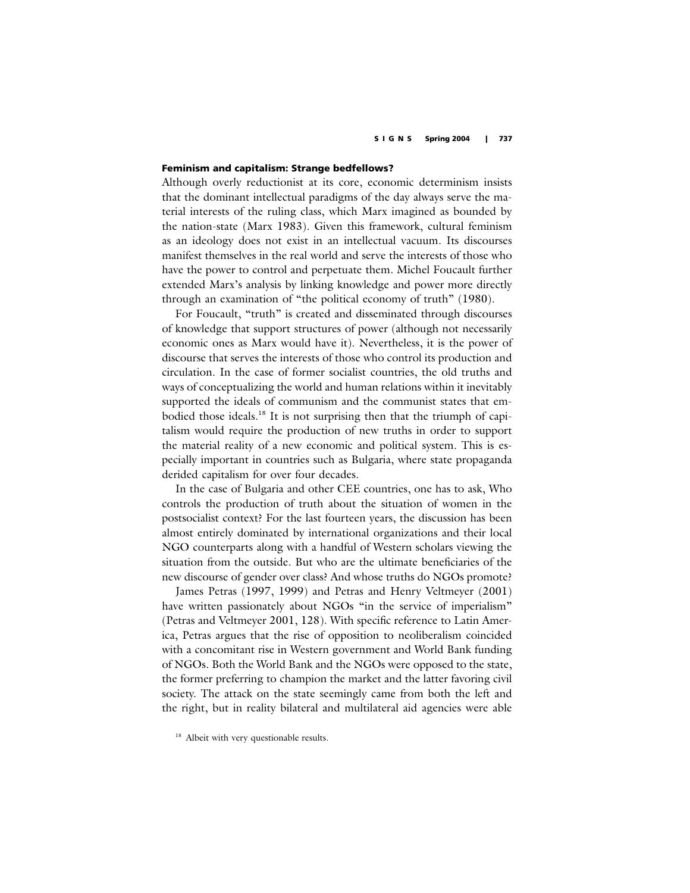### Feminism and capitalism: Strange bedfellows?

Although overly reductionist at its core, economic determinism insists that the dominant intellectual paradigms of the day always serve the material interests of the ruling class, which Marx imagined as bounded by the nation-state (Marx 1983). Given this framework, cultural feminism as an ideology does not exist in an intellectual vacuum. Its discourses manifest themselves in the real world and serve the interests of those who have the power to control and perpetuate them. Michel Foucault further extended Marx's analysis by linking knowledge and power more directly through an examination of "the political economy of truth" (1980).

For Foucault, "truth" is created and disseminated through discourses of knowledge that support structures of power (although not necessarily economic ones as Marx would have it). Nevertheless, it is the power of discourse that serves the interests of those who control its production and circulation. In the case of former socialist countries, the old truths and ways of conceptualizing the world and human relations within it inevitably supported the ideals of communism and the communist states that embodied those ideals.[18] It is not surprising then that the triumph of capitalism would require the production of new truths in order to support the material reality of a new economic and political system. This is especially important in countries such as Bulgaria, where state propaganda derided capitalism for over four decades.

In the case of Bulgaria and other CEE countries, one has to ask, Who controls the production of truth about the situation of women in the postsocialist context? For the last fourteen years, the discussion has been almost entirely dominated by international organizations and their local NGO counterparts along with a handful of Western scholars viewing the situation from the outside. But who are the ultimate beneficiaries of the new discourse of gender over class? And whose truths do NGOs promote?

James Petras (1997, 1999) and Petras and Henry Veltmeyer (2001) have written passionately about NGOs "in the service of imperialism" (Petras and Veltmeyer 2001, 128). With specific reference to Latin America, Petras argues that the rise of opposition to neoliberalism coincided with a concomitant rise in Western government and World Bank funding of NGOs. Both the World Bank and the NGOs were opposed to the state, the former preferring to champion the market and the latter favoring civil society. The attack on the state seemingly came from both the left and the right, but in reality bilateral and multilateral aid agencies were able

[18] Albeit with very questionable results.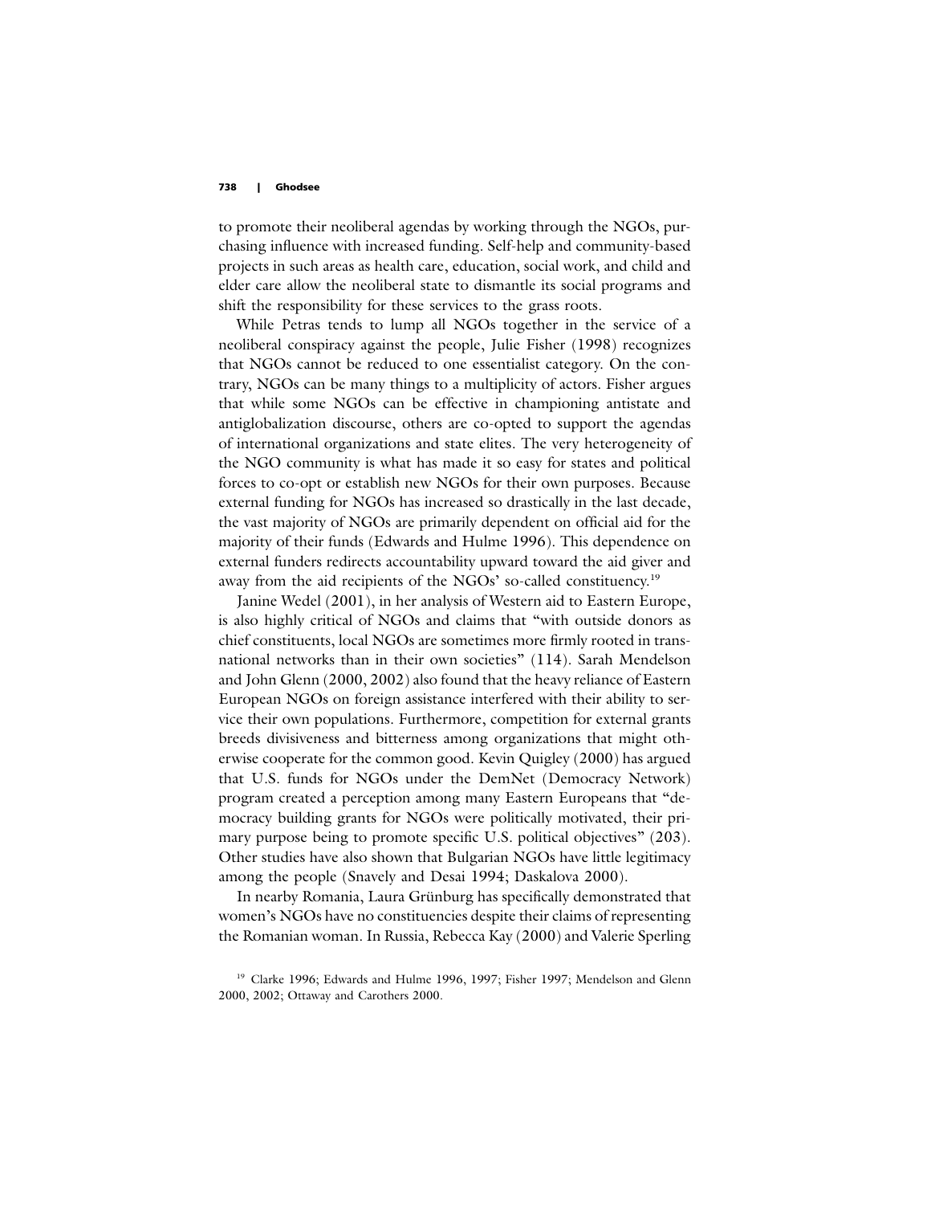to promote their neoliberal agendas by working through the NGOs, purchasing influence with increased funding. Self-help and community-based projects in such areas as health care, education, social work, and child and elder care allow the neoliberal state to dismantle its social programs and shift the responsibility for these services to the grass roots.

While Petras tends to lump all NGOs together in the service of a neoliberal conspiracy against the people, Julie Fisher (1998) recognizes that NGOs cannot be reduced to one essentialist category. On the contrary, NGOs can be many things to a multiplicity of actors. Fisher argues that while some NGOs can be effective in championing antistate and antiglobalization discourse, others are co-opted to support the agendas of international organizations and state elites. The very heterogeneity of the NGO community is what has made it so easy for states and political forces to co-opt or establish new NGOs for their own purposes. Because external funding for NGOs has increased so drastically in the last decade, the vast majority of NGOs are primarily dependent on official aid for the majority of their funds (Edwards and Hulme 1996). This dependence on external funders redirects accountability upward toward the aid giver and away from the aid recipients of the NGOs' so-called constituency.[19]

Janine Wedel (2001), in her analysis of Western aid to Eastern Europe, is also highly critical of NGOs and claims that "with outside donors as chief constituents, local NGOs are sometimes more firmly rooted in transnational networks than in their own societies" (114). Sarah Mendelson and John Glenn (2000, 2002) also found that the heavy reliance of Eastern European NGOs on foreign assistance interfered with their ability to service their own populations. Furthermore, competition for external grants breeds divisiveness and bitterness among organizations that might otherwise cooperate for the common good. Kevin Quigley (2000) has argued that U.S. funds for NGOs under the DemNet (Democracy Network) program created a perception among many Eastern Europeans that "democracy building grants for NGOs were politically motivated, their primary purpose being to promote specific U.S. political objectives" (203). Other studies have also shown that Bulgarian NGOs have little legitimacy among the people (Snavely and Desai 1994; Daskalova 2000).

In nearby Romania, Laura Grünburg has specifically demonstrated that women's NGOs have no constituencies despite their claims of representing the Romanian woman. In Russia, Rebecca Kay (2000) and Valerie Sperling

[19] Clarke 1996; Edwards and Hulme 1996, 1997; Fisher 1997; Mendelson and Glenn 2000, 2002; Ottaway and Carothers 2000.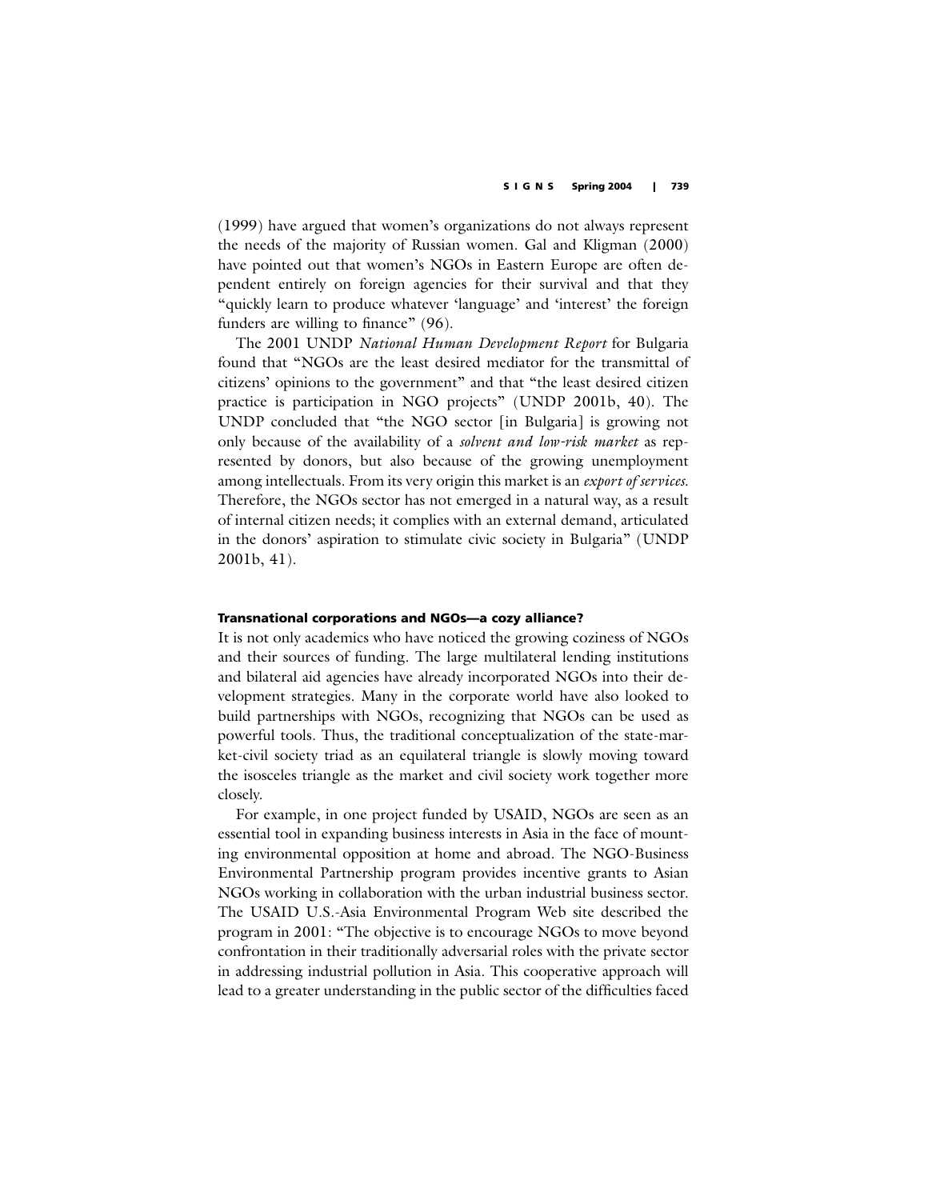(1999) have argued that women's organizations do not always represent the needs of the majority of Russian women. Gal and Kligman (2000) have pointed out that women's NGOs in Eastern Europe are often dependent entirely on foreign agencies for their survival and that they "quickly learn to produce whatever 'language' and 'interest' the foreign funders are willing to finance" (96).

The 2001 UNDP *National Human Development Report* for Bulgaria found that "NGOs are the least desired mediator for the transmittal of citizens' opinions to the government" and that "the least desired citizen practice is participation in NGO projects" (UNDP 2001b, 40). The UNDP concluded that "the NGO sector [in Bulgaria] is growing not only because of the availability of a *solvent and low-risk market* as represented by donors, but also because of the growing unemployment among intellectuals. From its very origin this market is an *export of services.* Therefore, the NGOs sector has not emerged in a natural way, as a result of internal citizen needs; it complies with an external demand, articulated in the donors' aspiration to stimulate civic society in Bulgaria" (UNDP 2001b, 41).

#### Transnational corporations and NGOs—a cozy alliance?

It is not only academics who have noticed the growing coziness of NGOs and their sources of funding. The large multilateral lending institutions and bilateral aid agencies have already incorporated NGOs into their development strategies. Many in the corporate world have also looked to build partnerships with NGOs, recognizing that NGOs can be used as powerful tools. Thus, the traditional conceptualization of the state-market-civil society triad as an equilateral triangle is slowly moving toward the isosceles triangle as the market and civil society work together more closely.

For example, in one project funded by USAID, NGOs are seen as an essential tool in expanding business interests in Asia in the face of mounting environmental opposition at home and abroad. The NGO-Business Environmental Partnership program provides incentive grants to Asian NGOs working in collaboration with the urban industrial business sector. The USAID U.S.-Asia Environmental Program Web site described the program in 2001: "The objective is to encourage NGOs to move beyond confrontation in their traditionally adversarial roles with the private sector in addressing industrial pollution in Asia. This cooperative approach will lead to a greater understanding in the public sector of the difficulties faced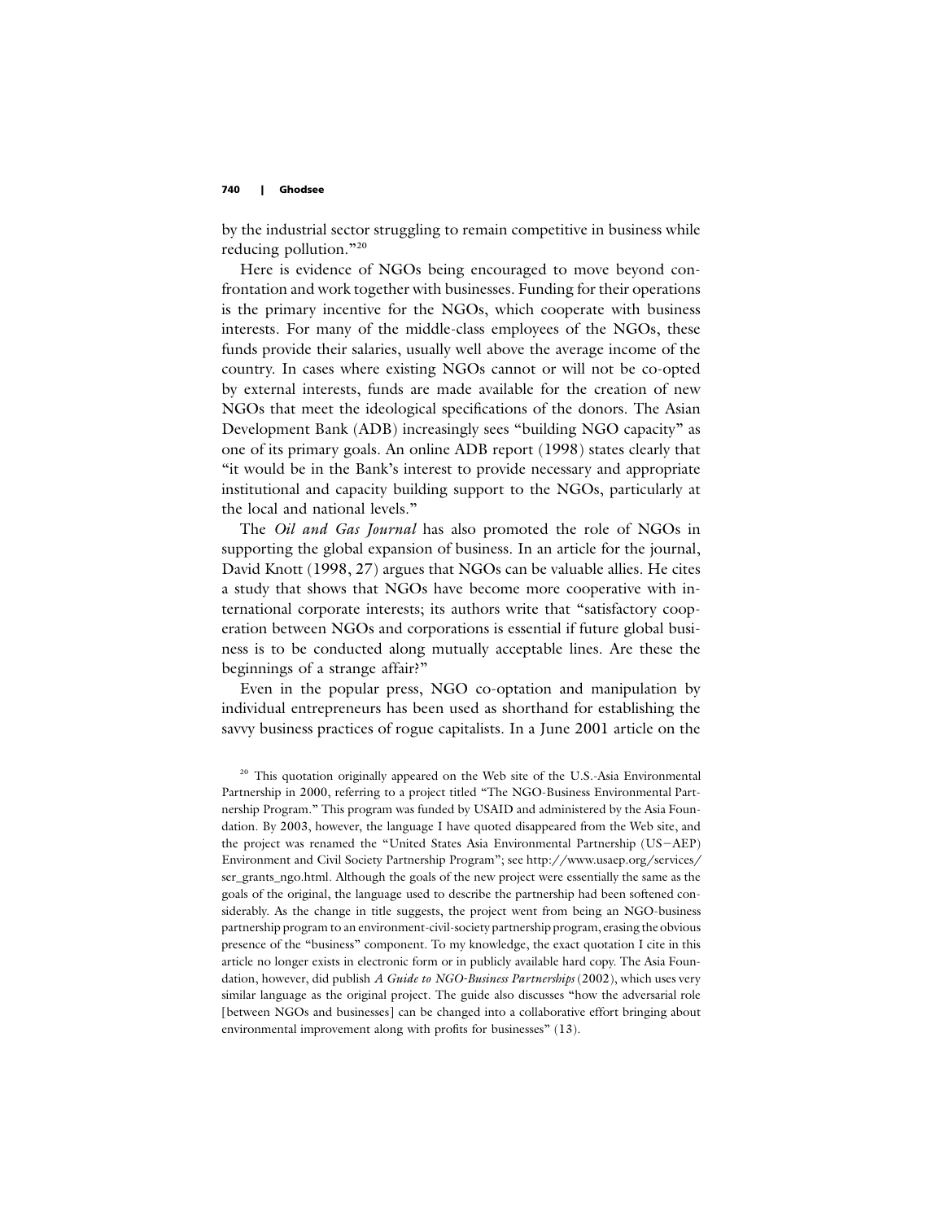by the industrial sector struggling to remain competitive in business while reducing pollution."[20]

Here is evidence of NGOs being encouraged to move beyond confrontation and work together with businesses. Funding for their operations is the primary incentive for the NGOs, which cooperate with business interests. For many of the middle-class employees of the NGOs, these funds provide their salaries, usually well above the average income of the country. In cases where existing NGOs cannot or will not be co-opted by external interests, funds are made available for the creation of new NGOs that meet the ideological specifications of the donors. The Asian Development Bank (ADB) increasingly sees "building NGO capacity" as one of its primary goals. An online ADB report (1998) states clearly that "it would be in the Bank's interest to provide necessary and appropriate institutional and capacity building support to the NGOs, particularly at the local and national levels."

The *Oil and Gas Journal* has also promoted the role of NGOs in supporting the global expansion of business. In an article for the journal, David Knott (1998, 27) argues that NGOs can be valuable allies. He cites a study that shows that NGOs have become more cooperative with international corporate interests; its authors write that "satisfactory cooperation between NGOs and corporations is essential if future global business is to be conducted along mutually acceptable lines. Are these the beginnings of a strange affair?"

Even in the popular press, NGO co-optation and manipulation by individual entrepreneurs has been used as shorthand for establishing the savvy business practices of rogue capitalists. In a June 2001 article on the

[20] This quotation originally appeared on the Web site of the U.S.-Asia Environmental Partnership in 2000, referring to a project titled "The NGO-Business Environmental Partnership Program." This program was funded by USAID and administered by the Asia Foundation. By 2003, however, the language I have quoted disappeared from the Web site, and the project was renamed the "United States Asia Environmental Partnership (US–AEP) Environment and Civil Society Partnership Program"; see http://www.usaep.org/services/ser_grants_ngo.html. Although the goals of the new project were essentially the same as the goals of the original, the language used to describe the partnership had been softened considerably. As the change in title suggests, the project went from being an NGO-business partnership program to an environment-civil-society partnership program, erasing the obvious presence of the "business" component. To my knowledge, the exact quotation I cite in this article no longer exists in electronic form or in publicly available hard copy. The Asia Foundation, however, did publish *A Guide to NGO-Business Partnerships* (2002), which uses very similar language as the original project. The guide also discusses "how the adversarial role [between NGOs and businesses] can be changed into a collaborative effort bringing about environmental improvement along with profits for businesses" (13).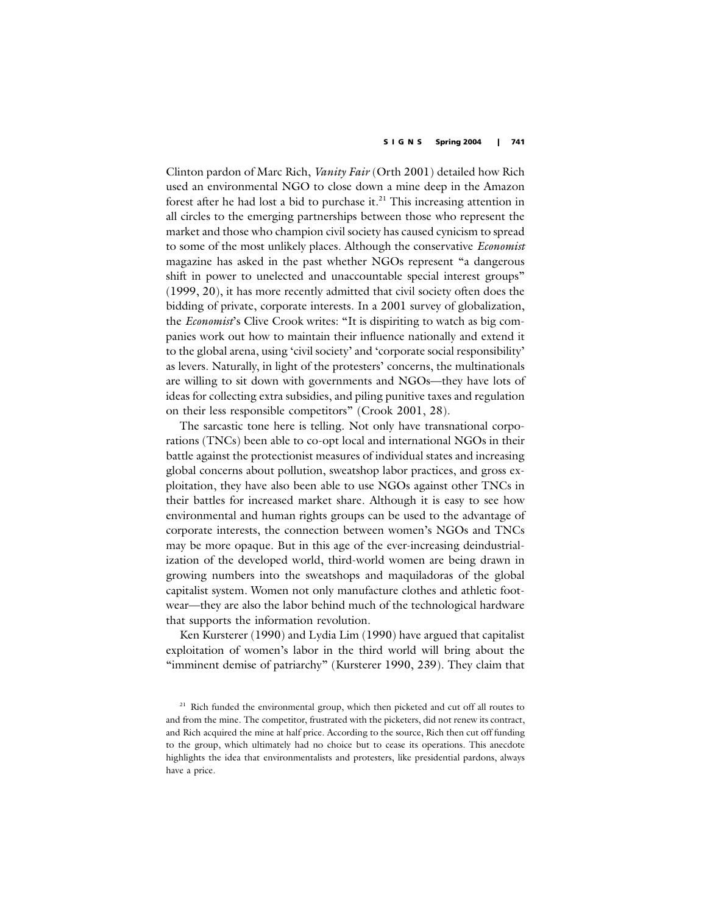Clinton pardon of Marc Rich, *Vanity Fair* (Orth 2001) detailed how Rich used an environmental NGO to close down a mine deep in the Amazon forest after he had lost a bid to purchase it.[21] This increasing attention in all circles to the emerging partnerships between those who represent the market and those who champion civil society has caused cynicism to spread to some of the most unlikely places. Although the conservative *Economist* magazine has asked in the past whether NGOs represent "a dangerous shift in power to unelected and unaccountable special interest groups" (1999, 20), it has more recently admitted that civil society often does the bidding of private, corporate interests. In a 2001 survey of globalization, the *Economist*'s Clive Crook writes: "It is dispiriting to watch as big companies work out how to maintain their influence nationally and extend it to the global arena, using 'civil society' and 'corporate social responsibility' as levers. Naturally, in light of the protesters' concerns, the multinationals are willing to sit down with governments and NGOs—they have lots of ideas for collecting extra subsidies, and piling punitive taxes and regulation on their less responsible competitors" (Crook 2001, 28).

The sarcastic tone here is telling. Not only have transnational corporations (TNCs) been able to co-opt local and international NGOs in their battle against the protectionist measures of individual states and increasing global concerns about pollution, sweatshop labor practices, and gross exploitation, they have also been able to use NGOs against other TNCs in their battles for increased market share. Although it is easy to see how environmental and human rights groups can be used to the advantage of corporate interests, the connection between women's NGOs and TNCs may be more opaque. But in this age of the ever-increasing deindustrialization of the developed world, third-world women are being drawn in growing numbers into the sweatshops and maquiladoras of the global capitalist system. Women not only manufacture clothes and athletic footwear—they are also the labor behind much of the technological hardware that supports the information revolution.

Ken Kursterer (1990) and Lydia Lim (1990) have argued that capitalist exploitation of women's labor in the third world will bring about the "imminent demise of patriarchy" (Kursterer 1990, 239). They claim that

[21] Rich funded the environmental group, which then picketed and cut off all routes to and from the mine. The competitor, frustrated with the picketers, did not renew its contract, and Rich acquired the mine at half price. According to the source, Rich then cut off funding to the group, which ultimately had no choice but to cease its operations. This anecdote highlights the idea that environmentalists and protesters, like presidential pardons, always have a price.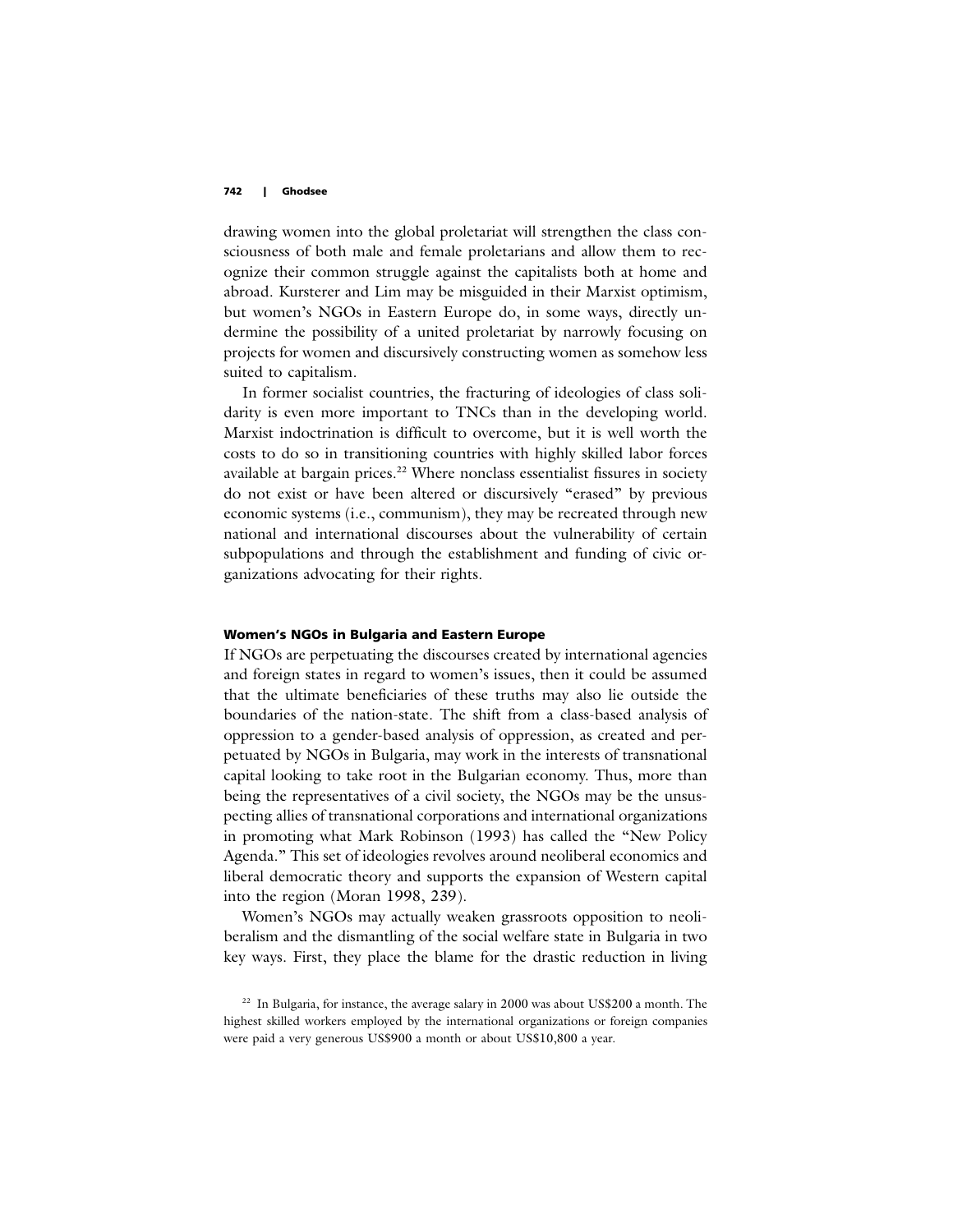drawing women into the global proletariat will strengthen the class consciousness of both male and female proletarians and allow them to recognize their common struggle against the capitalists both at home and abroad. Kursterer and Lim may be misguided in their Marxist optimism, but women's NGOs in Eastern Europe do, in some ways, directly undermine the possibility of a united proletariat by narrowly focusing on projects for women and discursively constructing women as somehow less suited to capitalism.

In former socialist countries, the fracturing of ideologies of class solidarity is even more important to TNCs than in the developing world. Marxist indoctrination is difficult to overcome, but it is well worth the costs to do so in transitioning countries with highly skilled labor forces available at bargain prices.[22] Where nonclass essentialist fissures in society do not exist or have been altered or discursively "erased" by previous economic systems (i.e., communism), they may be recreated through new national and international discourses about the vulnerability of certain subpopulations and through the establishment and funding of civic organizations advocating for their rights.

## Women's NGOs in Bulgaria and Eastern Europe

If NGOs are perpetuating the discourses created by international agencies and foreign states in regard to women's issues, then it could be assumed that the ultimate beneficiaries of these truths may also lie outside the boundaries of the nation-state. The shift from a class-based analysis of oppression to a gender-based analysis of oppression, as created and perpetuated by NGOs in Bulgaria, may work in the interests of transnational capital looking to take root in the Bulgarian economy. Thus, more than being the representatives of a civil society, the NGOs may be the unsuspecting allies of transnational corporations and international organizations in promoting what Mark Robinson (1993) has called the "New Policy Agenda." This set of ideologies revolves around neoliberal economics and liberal democratic theory and supports the expansion of Western capital into the region (Moran 1998, 239).

Women's NGOs may actually weaken grassroots opposition to neoliberalism and the dismantling of the social welfare state in Bulgaria in two key ways. First, they place the blame for the drastic reduction in living

[22] In Bulgaria, for instance, the average salary in 2000 was about US$200 a month. The highest skilled workers employed by the international organizations or foreign companies were paid a very generous US$900 a month or about US$10,800 a year.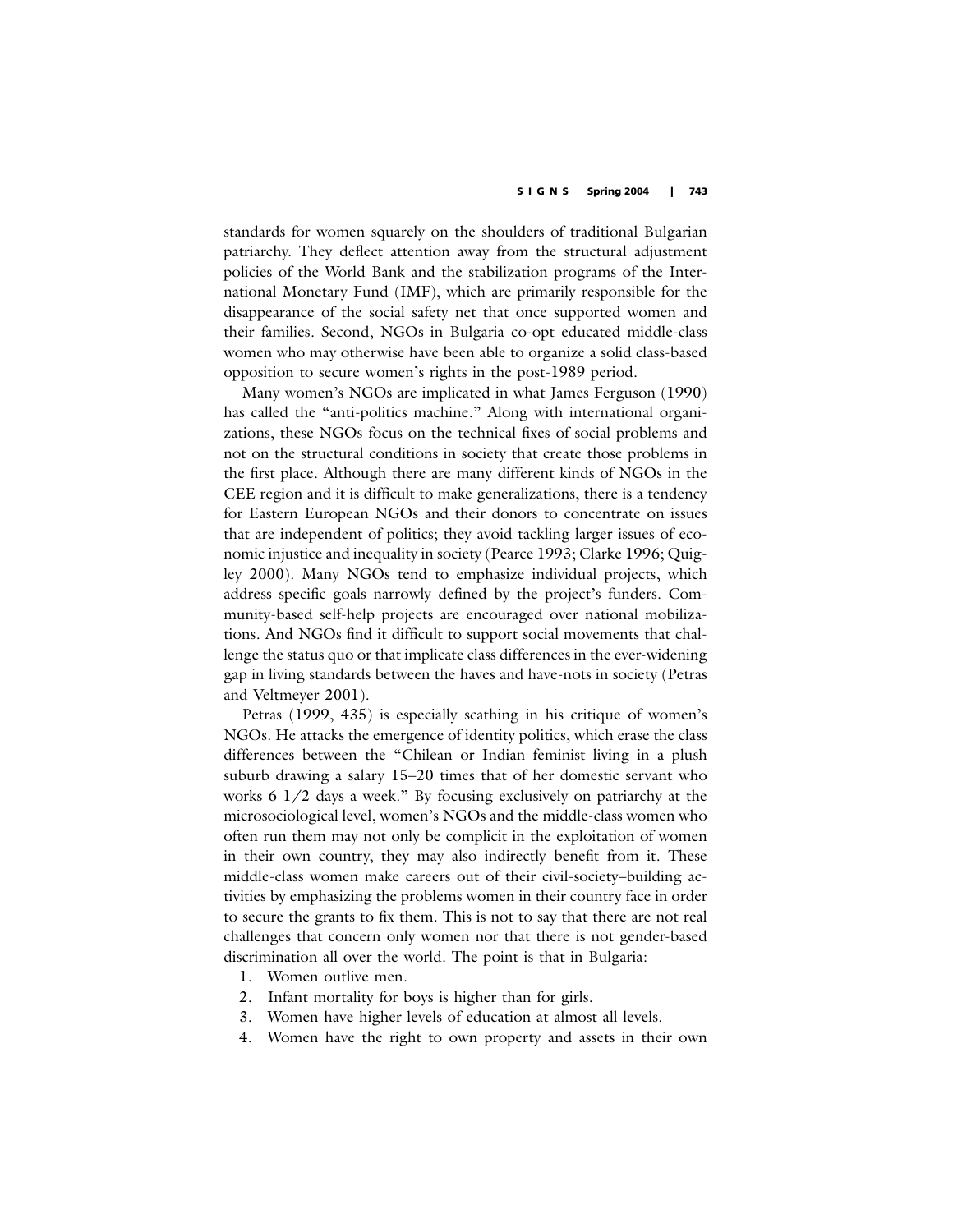standards for women squarely on the shoulders of traditional Bulgarian patriarchy. They deflect attention away from the structural adjustment policies of the World Bank and the stabilization programs of the International Monetary Fund (IMF), which are primarily responsible for the disappearance of the social safety net that once supported women and their families. Second, NGOs in Bulgaria co-opt educated middle-class women who may otherwise have been able to organize a solid class-based opposition to secure women's rights in the post-1989 period.

Many women's NGOs are implicated in what James Ferguson (1990) has called the "anti-politics machine." Along with international organizations, these NGOs focus on the technical fixes of social problems and not on the structural conditions in society that create those problems in the first place. Although there are many different kinds of NGOs in the CEE region and it is difficult to make generalizations, there is a tendency for Eastern European NGOs and their donors to concentrate on issues that are independent of politics; they avoid tackling larger issues of economic injustice and inequality in society (Pearce 1993; Clarke 1996; Quigley 2000). Many NGOs tend to emphasize individual projects, which address specific goals narrowly defined by the project's funders. Community-based self-help projects are encouraged over national mobilizations. And NGOs find it difficult to support social movements that challenge the status quo or that implicate class differences in the ever-widening gap in living standards between the haves and have-nots in society (Petras and Veltmeyer 2001).

Petras (1999, 435) is especially scathing in his critique of women's NGOs. He attacks the emergence of identity politics, which erase the class differences between the "Chilean or Indian feminist living in a plush suburb drawing a salary 15–20 times that of her domestic servant who works 6 1/2 days a week." By focusing exclusively on patriarchy at the microsociological level, women's NGOs and the middle-class women who often run them may not only be complicit in the exploitation of women in their own country, they may also indirectly benefit from it. These middle-class women make careers out of their civil-society–building activities by emphasizing the problems women in their country face in order to secure the grants to fix them. This is not to say that there are not real challenges that concern only women nor that there is not gender-based discrimination all over the world. The point is that in Bulgaria:

1. Women outlive men.
2. Infant mortality for boys is higher than for girls.
3. Women have higher levels of education at almost all levels.
4. Women have the right to own property and assets in their own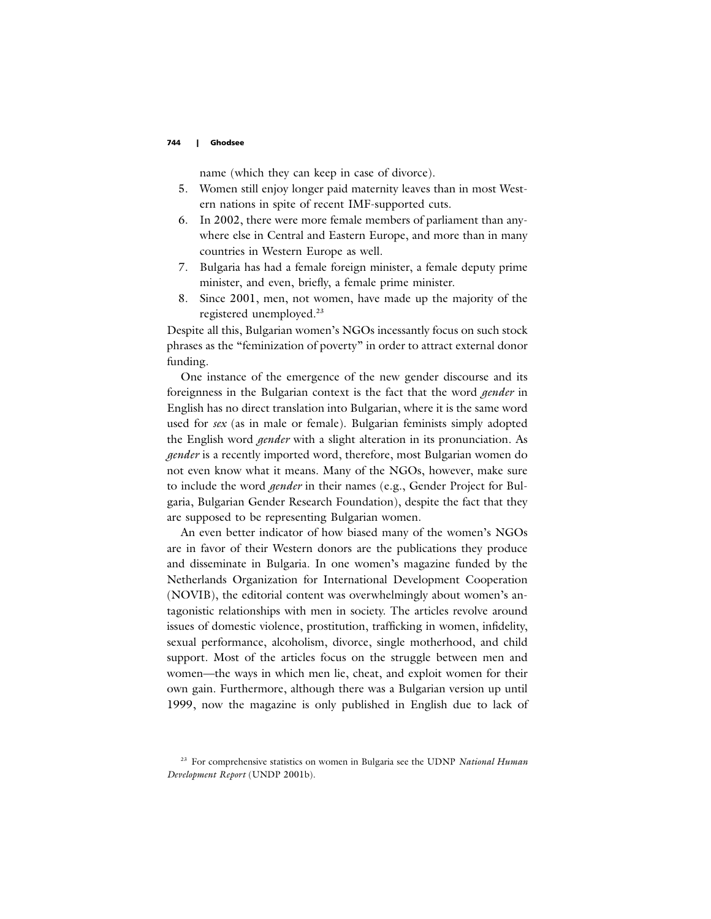name (which they can keep in case of divorce).

5. Women still enjoy longer paid maternity leaves than in most Western nations in spite of recent IMF-supported cuts.
6. In 2002, there were more female members of parliament than anywhere else in Central and Eastern Europe, and more than in many countries in Western Europe as well.
7. Bulgaria has had a female foreign minister, a female deputy prime minister, and even, briefly, a female prime minister.
8. Since 2001, men, not women, have made up the majority of the registered unemployed.[23]

Despite all this, Bulgarian women's NGOs incessantly focus on such stock phrases as the "feminization of poverty" in order to attract external donor funding.

One instance of the emergence of the new gender discourse and its foreignness in the Bulgarian context is the fact that the word *gender* in English has no direct translation into Bulgarian, where it is the same word used for *sex* (as in male or female). Bulgarian feminists simply adopted the English word *gender* with a slight alteration in its pronunciation. As *gender* is a recently imported word, therefore, most Bulgarian women do not even know what it means. Many of the NGOs, however, make sure to include the word *gender* in their names (e.g., Gender Project for Bulgaria, Bulgarian Gender Research Foundation), despite the fact that they are supposed to be representing Bulgarian women.

An even better indicator of how biased many of the women's NGOs are in favor of their Western donors are the publications they produce and disseminate in Bulgaria. In one women's magazine funded by the Netherlands Organization for International Development Cooperation (NOVIB), the editorial content was overwhelmingly about women's antagonistic relationships with men in society. The articles revolve around issues of domestic violence, prostitution, trafficking in women, infidelity, sexual performance, alcoholism, divorce, single motherhood, and child support. Most of the articles focus on the struggle between men and women—the ways in which men lie, cheat, and exploit women for their own gain. Furthermore, although there was a Bulgarian version up until 1999, now the magazine is only published in English due to lack of

[23] For comprehensive statistics on women in Bulgaria see the UDNP *National Human Development Report* (UNDP 2001b).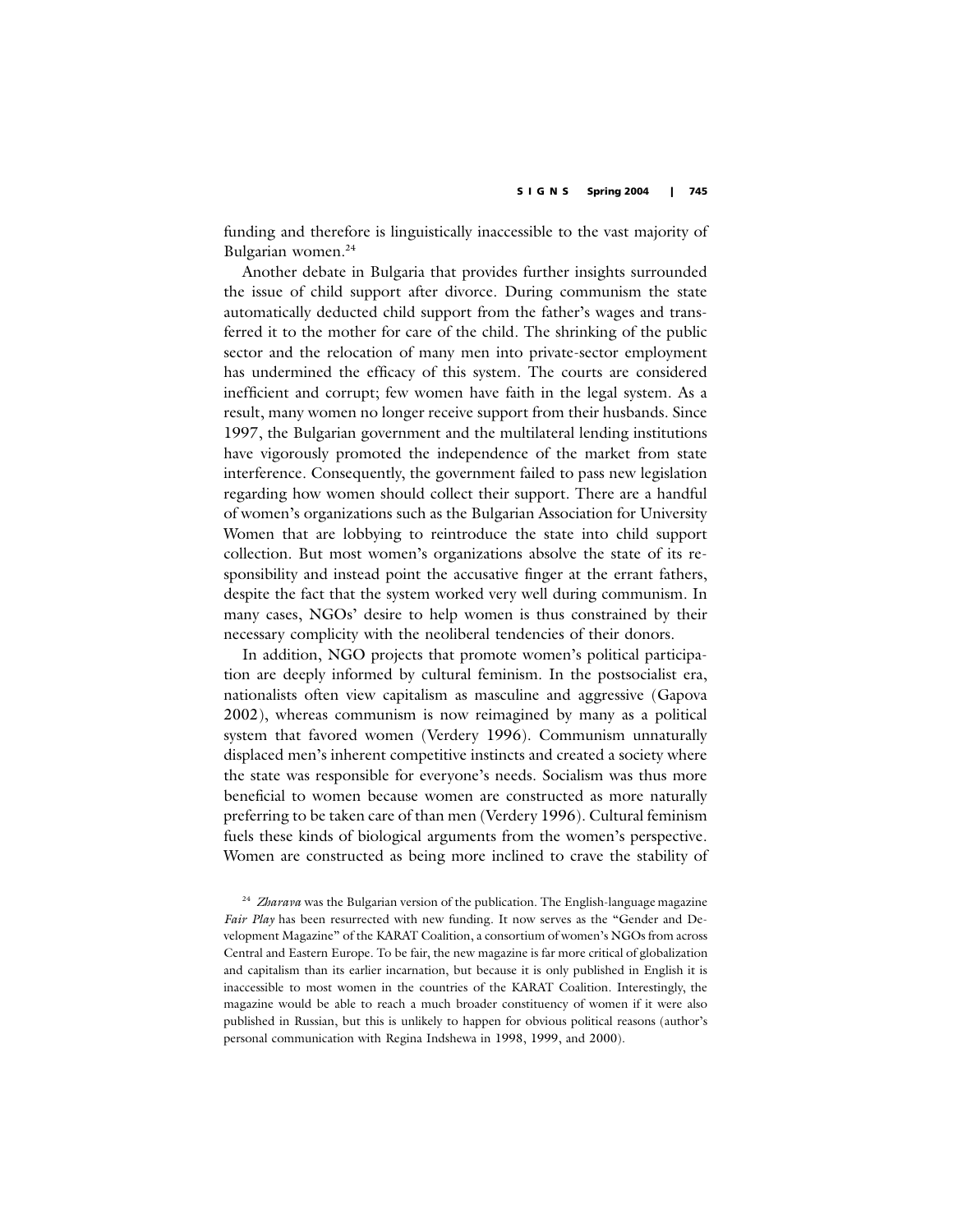funding and therefore is linguistically inaccessible to the vast majority of Bulgarian women.[24]

Another debate in Bulgaria that provides further insights surrounded the issue of child support after divorce. During communism the state automatically deducted child support from the father's wages and transferred it to the mother for care of the child. The shrinking of the public sector and the relocation of many men into private-sector employment has undermined the efficacy of this system. The courts are considered inefficient and corrupt; few women have faith in the legal system. As a result, many women no longer receive support from their husbands. Since 1997, the Bulgarian government and the multilateral lending institutions have vigorously promoted the independence of the market from state interference. Consequently, the government failed to pass new legislation regarding how women should collect their support. There are a handful of women's organizations such as the Bulgarian Association for University Women that are lobbying to reintroduce the state into child support collection. But most women's organizations absolve the state of its responsibility and instead point the accusative finger at the errant fathers, despite the fact that the system worked very well during communism. In many cases, NGOs' desire to help women is thus constrained by their necessary complicity with the neoliberal tendencies of their donors.

In addition, NGO projects that promote women's political participation are deeply informed by cultural feminism. In the postsocialist era, nationalists often view capitalism as masculine and aggressive (Gapova 2002), whereas communism is now reimagined by many as a political system that favored women (Verdery 1996). Communism unnaturally displaced men's inherent competitive instincts and created a society where the state was responsible for everyone's needs. Socialism was thus more beneficial to women because women are constructed as more naturally preferring to be taken care of than men (Verdery 1996). Cultural feminism fuels these kinds of biological arguments from the women's perspective. Women are constructed as being more inclined to crave the stability of

[24] *Zharava* was the Bulgarian version of the publication. The English-language magazine *Fair Play* has been resurrected with new funding. It now serves as the "Gender and Development Magazine" of the KARAT Coalition, a consortium of women's NGOs from across Central and Eastern Europe. To be fair, the new magazine is far more critical of globalization and capitalism than its earlier incarnation, but because it is only published in English it is inaccessible to most women in the countries of the KARAT Coalition. Interestingly, the magazine would be able to reach a much broader constituency of women if it were also published in Russian, but this is unlikely to happen for obvious political reasons (author's personal communication with Regina Indshewa in 1998, 1999, and 2000).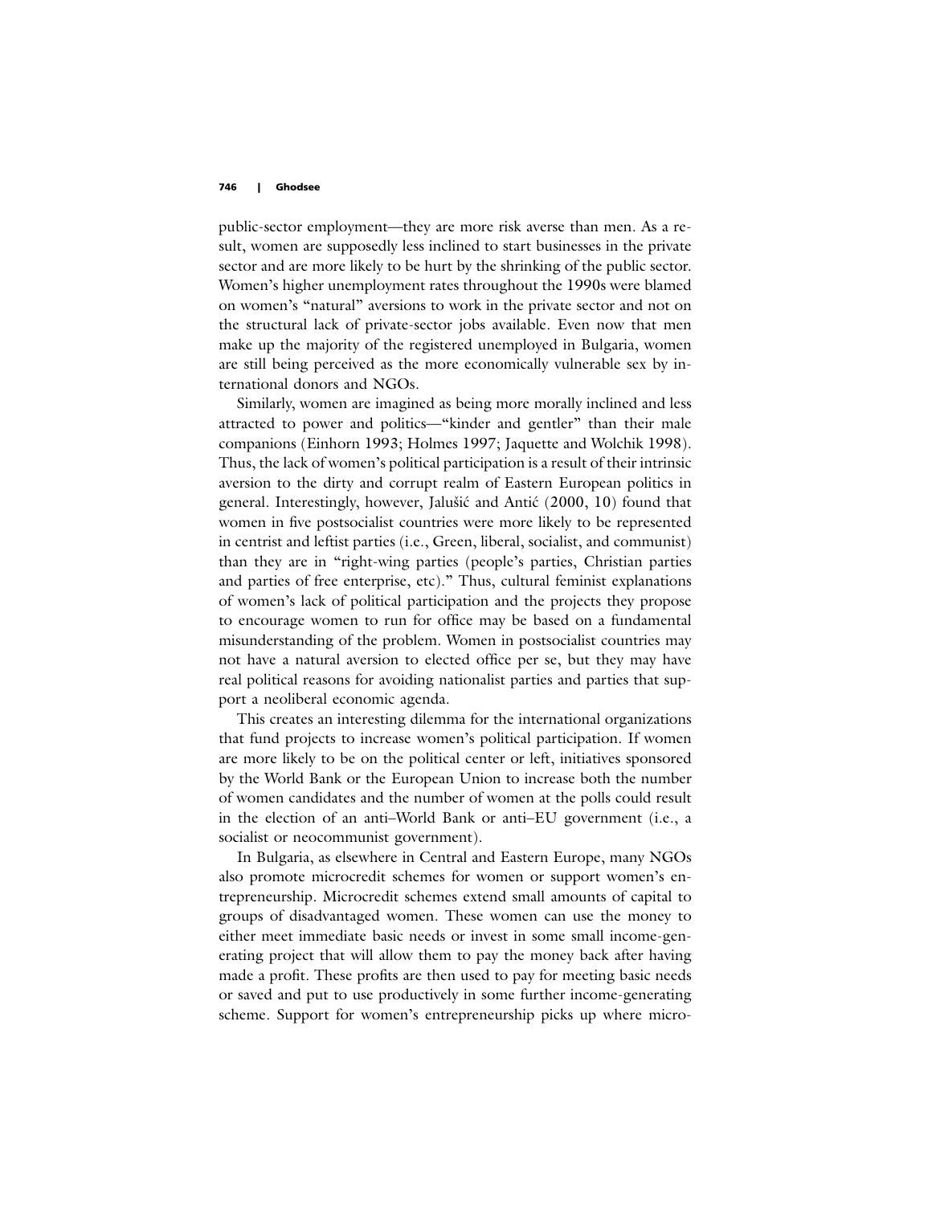public-sector employment—they are more risk averse than men. As a result, women are supposedly less inclined to start businesses in the private sector and are more likely to be hurt by the shrinking of the public sector. Women's higher unemployment rates throughout the 1990s were blamed on women's "natural" aversions to work in the private sector and not on the structural lack of private-sector jobs available. Even now that men make up the majority of the registered unemployed in Bulgaria, women are still being perceived as the more economically vulnerable sex by international donors and NGOs.

Similarly, women are imagined as being more morally inclined and less attracted to power and politics—"kinder and gentler" than their male companions (Einhorn 1993; Holmes 1997; Jaquette and Wolchik 1998). Thus, the lack of women's political participation is a result of their intrinsic aversion to the dirty and corrupt realm of Eastern European politics in general. Interestingly, however, Jalušić and Antić (2000, 10) found that women in five postsocialist countries were more likely to be represented in centrist and leftist parties (i.e., Green, liberal, socialist, and communist) than they are in "right-wing parties (people's parties, Christian parties and parties of free enterprise, etc)." Thus, cultural feminist explanations of women's lack of political participation and the projects they propose to encourage women to run for office may be based on a fundamental misunderstanding of the problem. Women in postsocialist countries may not have a natural aversion to elected office per se, but they may have real political reasons for avoiding nationalist parties and parties that support a neoliberal economic agenda.

This creates an interesting dilemma for the international organizations that fund projects to increase women's political participation. If women are more likely to be on the political center or left, initiatives sponsored by the World Bank or the European Union to increase both the number of women candidates and the number of women at the polls could result in the election of an anti–World Bank or anti–EU government (i.e., a socialist or neocommunist government).

In Bulgaria, as elsewhere in Central and Eastern Europe, many NGOs also promote microcredit schemes for women or support women's entrepreneurship. Microcredit schemes extend small amounts of capital to groups of disadvantaged women. These women can use the money to either meet immediate basic needs or invest in some small income-generating project that will allow them to pay the money back after having made a profit. These profits are then used to pay for meeting basic needs or saved and put to use productively in some further income-generating scheme. Support for women's entrepreneurship picks up where micro-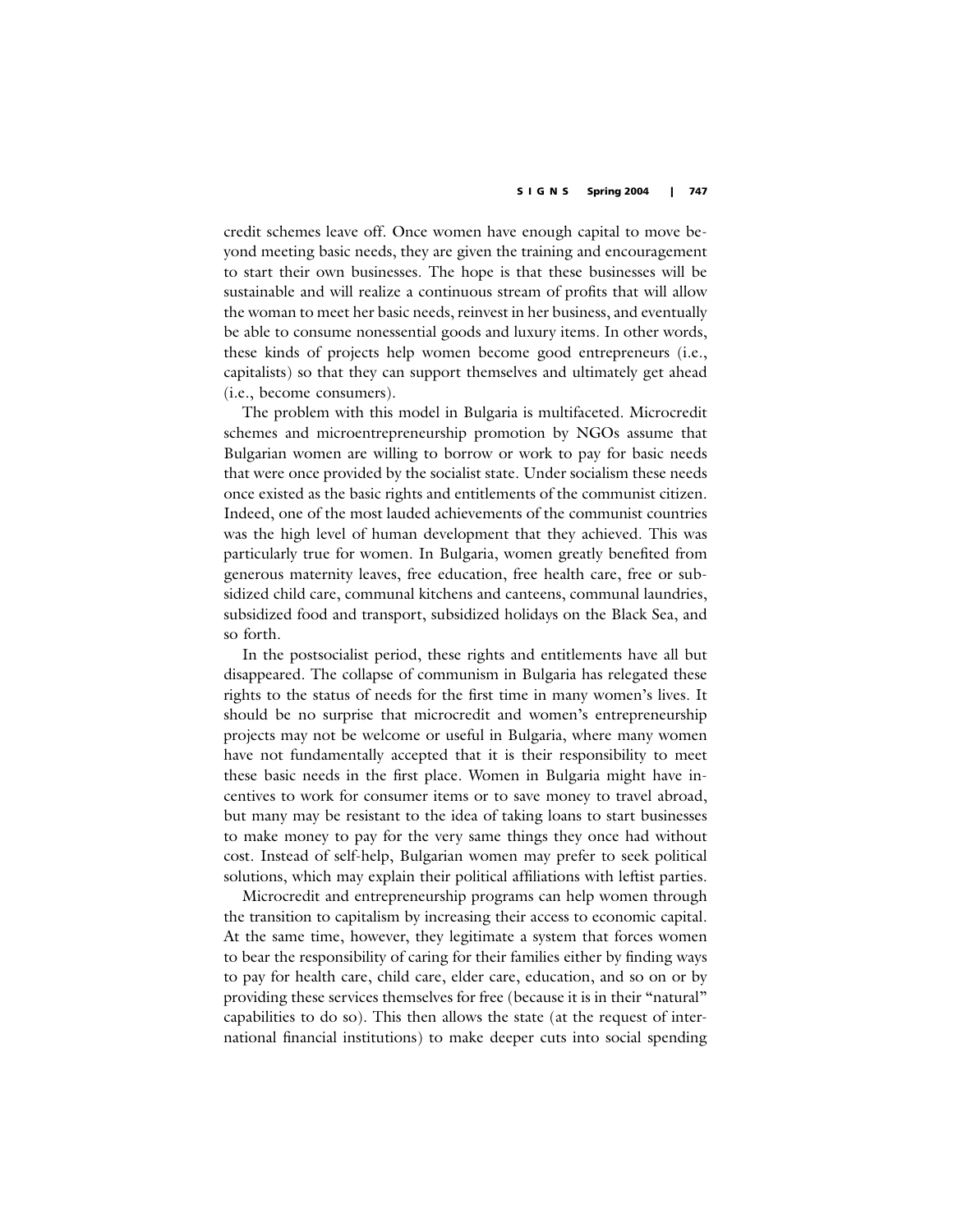credit schemes leave off. Once women have enough capital to move beyond meeting basic needs, they are given the training and encouragement to start their own businesses. The hope is that these businesses will be sustainable and will realize a continuous stream of profits that will allow the woman to meet her basic needs, reinvest in her business, and eventually be able to consume nonessential goods and luxury items. In other words, these kinds of projects help women become good entrepreneurs (i.e., capitalists) so that they can support themselves and ultimately get ahead (i.e., become consumers).

The problem with this model in Bulgaria is multifaceted. Microcredit schemes and microentrepreneurship promotion by NGOs assume that Bulgarian women are willing to borrow or work to pay for basic needs that were once provided by the socialist state. Under socialism these needs once existed as the basic rights and entitlements of the communist citizen. Indeed, one of the most lauded achievements of the communist countries was the high level of human development that they achieved. This was particularly true for women. In Bulgaria, women greatly benefited from generous maternity leaves, free education, free health care, free or subsidized child care, communal kitchens and canteens, communal laundries, subsidized food and transport, subsidized holidays on the Black Sea, and so forth.

In the postsocialist period, these rights and entitlements have all but disappeared. The collapse of communism in Bulgaria has relegated these rights to the status of needs for the first time in many women's lives. It should be no surprise that microcredit and women's entrepreneurship projects may not be welcome or useful in Bulgaria, where many women have not fundamentally accepted that it is their responsibility to meet these basic needs in the first place. Women in Bulgaria might have incentives to work for consumer items or to save money to travel abroad, but many may be resistant to the idea of taking loans to start businesses to make money to pay for the very same things they once had without cost. Instead of self-help, Bulgarian women may prefer to seek political solutions, which may explain their political affiliations with leftist parties.

Microcredit and entrepreneurship programs can help women through the transition to capitalism by increasing their access to economic capital. At the same time, however, they legitimate a system that forces women to bear the responsibility of caring for their families either by finding ways to pay for health care, child care, elder care, education, and so on or by providing these services themselves for free (because it is in their "natural" capabilities to do so). This then allows the state (at the request of international financial institutions) to make deeper cuts into social spending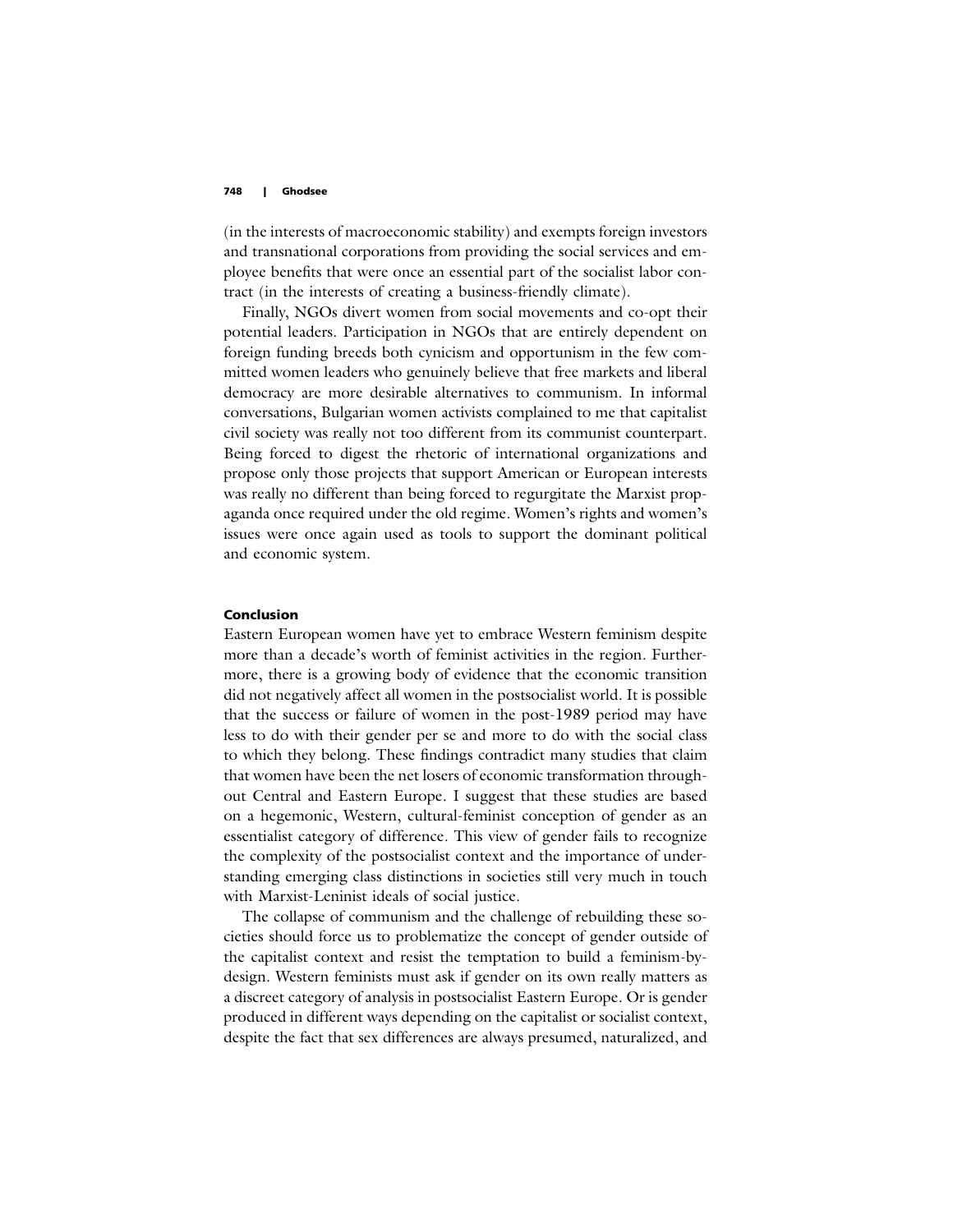(in the interests of macroeconomic stability) and exempts foreign investors and transnational corporations from providing the social services and employee benefits that were once an essential part of the socialist labor contract (in the interests of creating a business-friendly climate).

Finally, NGOs divert women from social movements and co-opt their potential leaders. Participation in NGOs that are entirely dependent on foreign funding breeds both cynicism and opportunism in the few committed women leaders who genuinely believe that free markets and liberal democracy are more desirable alternatives to communism. In informal conversations, Bulgarian women activists complained to me that capitalist civil society was really not too different from its communist counterpart. Being forced to digest the rhetoric of international organizations and propose only those projects that support American or European interests was really no different than being forced to regurgitate the Marxist propaganda once required under the old regime. Women's rights and women's issues were once again used as tools to support the dominant political and economic system.

## Conclusion

Eastern European women have yet to embrace Western feminism despite more than a decade's worth of feminist activities in the region. Furthermore, there is a growing body of evidence that the economic transition did not negatively affect all women in the postsocialist world. It is possible that the success or failure of women in the post-1989 period may have less to do with their gender per se and more to do with the social class to which they belong. These findings contradict many studies that claim that women have been the net losers of economic transformation throughout Central and Eastern Europe. I suggest that these studies are based on a hegemonic, Western, cultural-feminist conception of gender as an essentialist category of difference. This view of gender fails to recognize the complexity of the postsocialist context and the importance of understanding emerging class distinctions in societies still very much in touch with Marxist-Leninist ideals of social justice.

The collapse of communism and the challenge of rebuilding these societies should force us to problematize the concept of gender outside of the capitalist context and resist the temptation to build a feminism-by-design. Western feminists must ask if gender on its own really matters as a discreet category of analysis in postsocialist Eastern Europe. Or is gender produced in different ways depending on the capitalist or socialist context, despite the fact that sex differences are always presumed, naturalized, and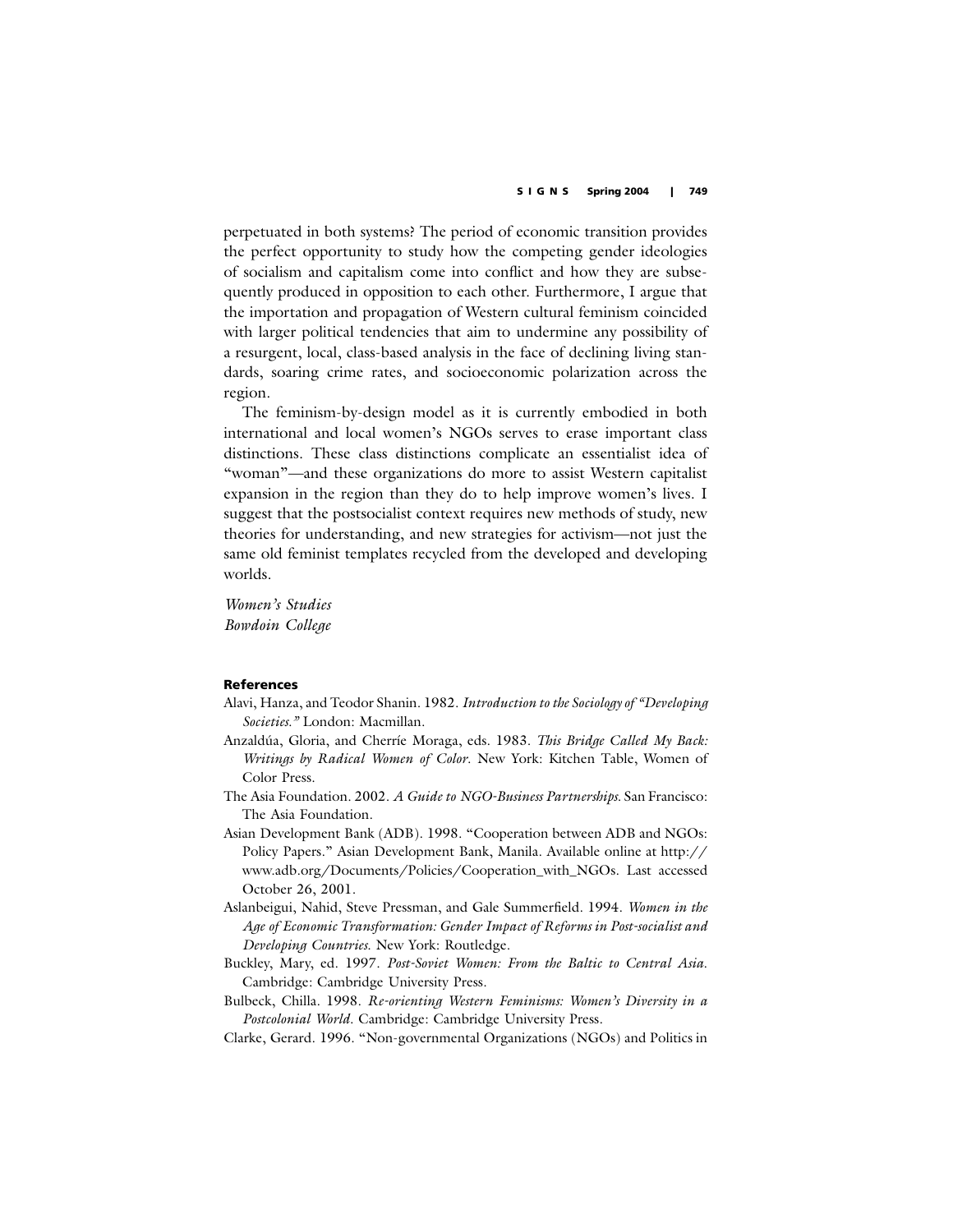perpetuated in both systems? The period of economic transition provides the perfect opportunity to study how the competing gender ideologies of socialism and capitalism come into conflict and how they are subsequently produced in opposition to each other. Furthermore, I argue that the importation and propagation of Western cultural feminism coincided with larger political tendencies that aim to undermine any possibility of a resurgent, local, class-based analysis in the face of declining living standards, soaring crime rates, and socioeconomic polarization across the region.

The feminism-by-design model as it is currently embodied in both international and local women's NGOs serves to erase important class distinctions. These class distinctions complicate an essentialist idea of "woman"—and these organizations do more to assist Western capitalist expansion in the region than they do to help improve women's lives. I suggest that the postsocialist context requires new methods of study, new theories for understanding, and new strategies for activism—not just the same old feminist templates recycled from the developed and developing worlds.

*Women's Studies*
*Bowdoin College*

## References

Alavi, Hanza, and Teodor Shanin. 1982. *Introduction to the Sociology of "Developing Societies."* London: Macmillan.

Anzaldúa, Gloria, and Cherríe Moraga, eds. 1983. *This Bridge Called My Back: Writings by Radical Women of Color.* New York: Kitchen Table, Women of Color Press.

The Asia Foundation. 2002. *A Guide to NGO-Business Partnerships.* San Francisco: The Asia Foundation.

Asian Development Bank (ADB). 1998. "Cooperation between ADB and NGOs: Policy Papers." Asian Development Bank, Manila. Available online at http://www.adb.org/Documents/Policies/Cooperation_with_NGOs. Last accessed October 26, 2001.

Aslanbeigui, Nahid, Steve Pressman, and Gale Summerfield. 1994. *Women in the Age of Economic Transformation: Gender Impact of Reforms in Post-socialist and Developing Countries.* New York: Routledge.

Buckley, Mary, ed. 1997. *Post-Soviet Women: From the Baltic to Central Asia.* Cambridge: Cambridge University Press.

Bulbeck, Chilla. 1998. *Re-orienting Western Feminisms: Women's Diversity in a Postcolonial World.* Cambridge: Cambridge University Press.

Clarke, Gerard. 1996. "Non-governmental Organizations (NGOs) and Politics in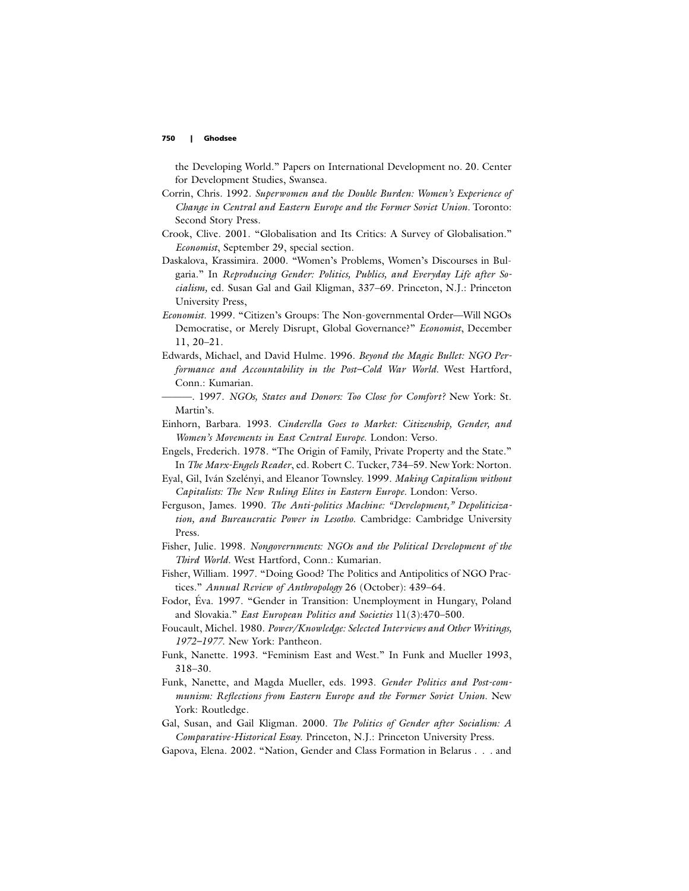the Developing World." Papers on International Development no. 20. Center for Development Studies, Swansea.

Corrin, Chris. 1992. *Superwomen and the Double Burden: Women's Experience of Change in Central and Eastern Europe and the Former Soviet Union.* Toronto: Second Story Press.

Crook, Clive. 2001. "Globalisation and Its Critics: A Survey of Globalisation." *Economist*, September 29, special section.

Daskalova, Krassimira. 2000. "Women's Problems, Women's Discourses in Bulgaria." In *Reproducing Gender: Politics, Publics, and Everyday Life after Socialism,* ed. Susan Gal and Gail Kligman, 337–69. Princeton, N.J.: Princeton University Press,

*Economist.* 1999. "Citizen's Groups: The Non-governmental Order—Will NGOs Democratise, or Merely Disrupt, Global Governance?" *Economist*, December 11, 20–21.

Edwards, Michael, and David Hulme. 1996. *Beyond the Magic Bullet: NGO Performance and Accountability in the Post–Cold War World.* West Hartford, Conn.: Kumarian.

———. 1997. *NGOs, States and Donors: Too Close for Comfort?* New York: St. Martin's.

Einhorn, Barbara. 1993. *Cinderella Goes to Market: Citizenship, Gender, and Women's Movements in East Central Europe.* London: Verso.

Engels, Frederich. 1978. "The Origin of Family, Private Property and the State." In *The Marx-Engels Reader*, ed. Robert C. Tucker, 734–59. New York: Norton.

Eyal, Gil, Iván Szelényi, and Eleanor Townsley. 1999. *Making Capitalism without Capitalists: The New Ruling Elites in Eastern Europe.* London: Verso.

Ferguson, James. 1990. *The Anti-politics Machine: "Development," Depoliticization, and Bureaucratic Power in Lesotho.* Cambridge: Cambridge University Press.

Fisher, Julie. 1998. *Nongovernments: NGOs and the Political Development of the Third World.* West Hartford, Conn.: Kumarian.

Fisher, William. 1997. "Doing Good? The Politics and Antipolitics of NGO Practices." *Annual Review of Anthropology* 26 (October): 439–64.

Fodor, Éva. 1997. "Gender in Transition: Unemployment in Hungary, Poland and Slovakia." *East European Politics and Societies* 11(3):470–500.

Foucault, Michel. 1980. *Power/Knowledge: Selected Interviews and Other Writings, 1972–1977.* New York: Pantheon.

Funk, Nanette. 1993. "Feminism East and West." In Funk and Mueller 1993, 318–30.

Funk, Nanette, and Magda Mueller, eds. 1993. *Gender Politics and Post-communism: Reflections from Eastern Europe and the Former Soviet Union.* New York: Routledge.

Gal, Susan, and Gail Kligman. 2000. *The Politics of Gender after Socialism: A Comparative-Historical Essay.* Princeton, N.J.: Princeton University Press.

Gapova, Elena. 2002. "Nation, Gender and Class Formation in Belarus . . . and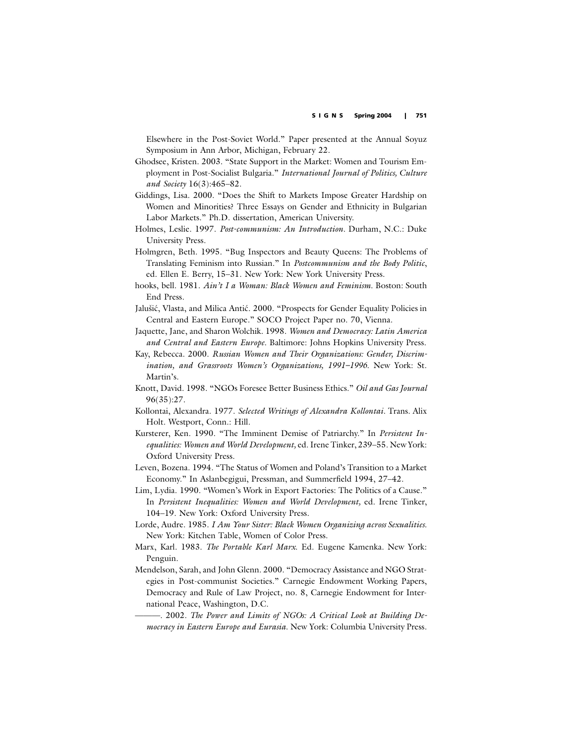Elsewhere in the Post-Soviet World." Paper presented at the Annual Soyuz Symposium in Ann Arbor, Michigan, February 22.

Ghodsee, Kristen. 2003. "State Support in the Market: Women and Tourism Employment in Post-Socialist Bulgaria." *International Journal of Politics, Culture and Society* 16(3):465–82.

Giddings, Lisa. 2000. "Does the Shift to Markets Impose Greater Hardship on Women and Minorities? Three Essays on Gender and Ethnicity in Bulgarian Labor Markets." Ph.D. dissertation, American University.

Holmes, Leslie. 1997. *Post-communism: An Introduction*. Durham, N.C.: Duke University Press.

Holmgren, Beth. 1995. "Bug Inspectors and Beauty Queens: The Problems of Translating Feminism into Russian." In *Postcommunism and the Body Politic*, ed. Ellen E. Berry, 15–31. New York: New York University Press.

hooks, bell. 1981. *Ain't I a Woman: Black Women and Feminism*. Boston: South End Press.

Jalušič, Vlasta, and Milica Antić. 2000. "Prospects for Gender Equality Policies in Central and Eastern Europe." SOCO Project Paper no. 70, Vienna.

Jaquette, Jane, and Sharon Wolchik. 1998. *Women and Democracy: Latin America and Central and Eastern Europe*. Baltimore: Johns Hopkins University Press.

Kay, Rebecca. 2000. *Russian Women and Their Organizations: Gender, Discrimination, and Grassroots Women's Organizations, 1991–1996*. New York: St. Martin's.

Knott, David. 1998. "NGOs Foresee Better Business Ethics." *Oil and Gas Journal* 96(35):27.

Kollontai, Alexandra. 1977. *Selected Writings of Alexandra Kollontai*. Trans. Alix Holt. Westport, Conn.: Hill.

Kursterer, Ken. 1990. "The Imminent Demise of Patriarchy." In *Persistent Inequalities: Women and World Development,* ed. Irene Tinker, 239–55. New York: Oxford University Press.

Leven, Bozena. 1994. "The Status of Women and Poland's Transition to a Market Economy." In Aslanbegigui, Pressman, and Summerfield 1994, 27–42.

Lim, Lydia. 1990. "Women's Work in Export Factories: The Politics of a Cause." In *Persistent Inequalities: Women and World Development,* ed. Irene Tinker, 104–19. New York: Oxford University Press.

Lorde, Audre. 1985. *I Am Your Sister: Black Women Organizing across Sexualities*. New York: Kitchen Table, Women of Color Press.

Marx, Karl. 1983. *The Portable Karl Marx*. Ed. Eugene Kamenka. New York: Penguin.

Mendelson, Sarah, and John Glenn. 2000. "Democracy Assistance and NGO Strategies in Post-communist Societies." Carnegie Endowment Working Papers, Democracy and Rule of Law Project, no. 8, Carnegie Endowment for International Peace, Washington, D.C.

———. 2002. *The Power and Limits of NGOs: A Critical Look at Building Democracy in Eastern Europe and Eurasia*. New York: Columbia University Press.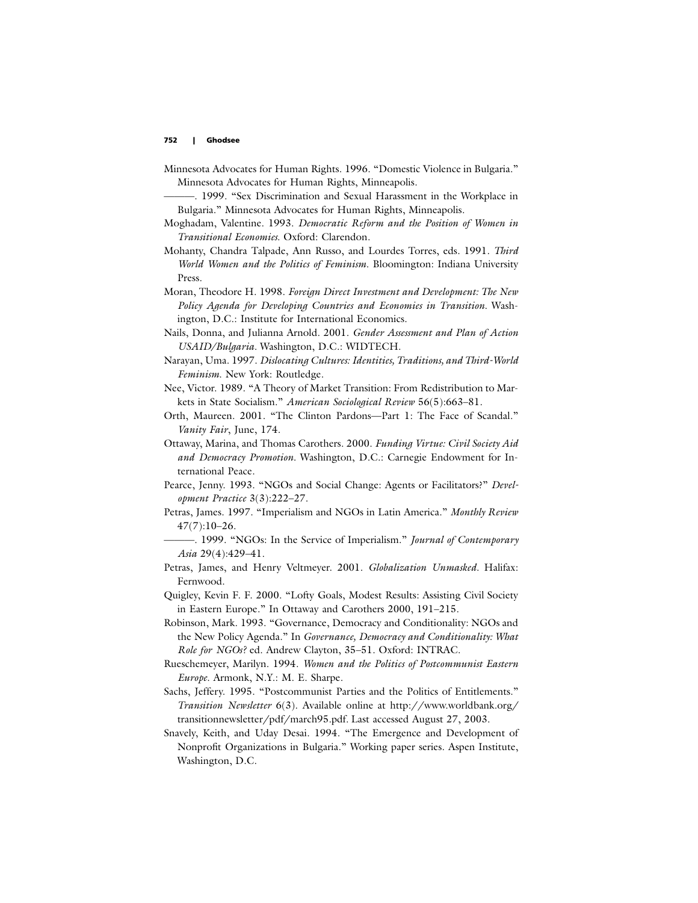Minnesota Advocates for Human Rights. 1996. "Domestic Violence in Bulgaria." Minnesota Advocates for Human Rights, Minneapolis.

———. 1999. "Sex Discrimination and Sexual Harassment in the Workplace in Bulgaria." Minnesota Advocates for Human Rights, Minneapolis.

Moghadam, Valentine. 1993. *Democratic Reform and the Position of Women in Transitional Economies.* Oxford: Clarendon.

Mohanty, Chandra Talpade, Ann Russo, and Lourdes Torres, eds. 1991. *Third World Women and the Politics of Feminism*. Bloomington: Indiana University Press.

Moran, Theodore H. 1998. *Foreign Direct Investment and Development: The New Policy Agenda for Developing Countries and Economies in Transition*. Washington, D.C.: Institute for International Economics.

Nails, Donna, and Julianna Arnold. 2001. *Gender Assessment and Plan of Action USAID/Bulgaria*. Washington, D.C.: WIDTECH.

Narayan, Uma. 1997. *Dislocating Cultures: Identities, Traditions, and Third-World Feminism.* New York: Routledge.

Nee, Victor. 1989. "A Theory of Market Transition: From Redistribution to Markets in State Socialism." *American Sociological Review* 56(5):663–81.

Orth, Maureen. 2001. "The Clinton Pardons—Part 1: The Face of Scandal." *Vanity Fair*, June, 174.

Ottaway, Marina, and Thomas Carothers. 2000. *Funding Virtue: Civil Society Aid and Democracy Promotion*. Washington, D.C.: Carnegie Endowment for International Peace.

Pearce, Jenny. 1993. "NGOs and Social Change: Agents or Facilitators?" *Development Practice* 3(3):222–27.

Petras, James. 1997. "Imperialism and NGOs in Latin America." *Monthly Review* 47(7):10–26.

———. 1999. "NGOs: In the Service of Imperialism." *Journal of Contemporary Asia* 29(4):429–41.

Petras, James, and Henry Veltmeyer. 2001. *Globalization Unmasked*. Halifax: Fernwood.

Quigley, Kevin F. F. 2000. "Lofty Goals, Modest Results: Assisting Civil Society in Eastern Europe." In Ottaway and Carothers 2000, 191–215.

Robinson, Mark. 1993. "Governance, Democracy and Conditionality: NGOs and the New Policy Agenda." In *Governance, Democracy and Conditionality: What Role for NGOs?* ed. Andrew Clayton, 35–51. Oxford: INTRAC.

Rueschemeyer, Marilyn. 1994. *Women and the Politics of Postcommunist Eastern Europe*. Armonk, N.Y.: M. E. Sharpe.

Sachs, Jeffery. 1995. "Postcommunist Parties and the Politics of Entitlements." *Transition Newsletter* 6(3). Available online at http://www.worldbank.org/transitionnewsletter/pdf/march95.pdf. Last accessed August 27, 2003.

Snavely, Keith, and Uday Desai. 1994. "The Emergence and Development of Nonprofit Organizations in Bulgaria." Working paper series. Aspen Institute, Washington, D.C.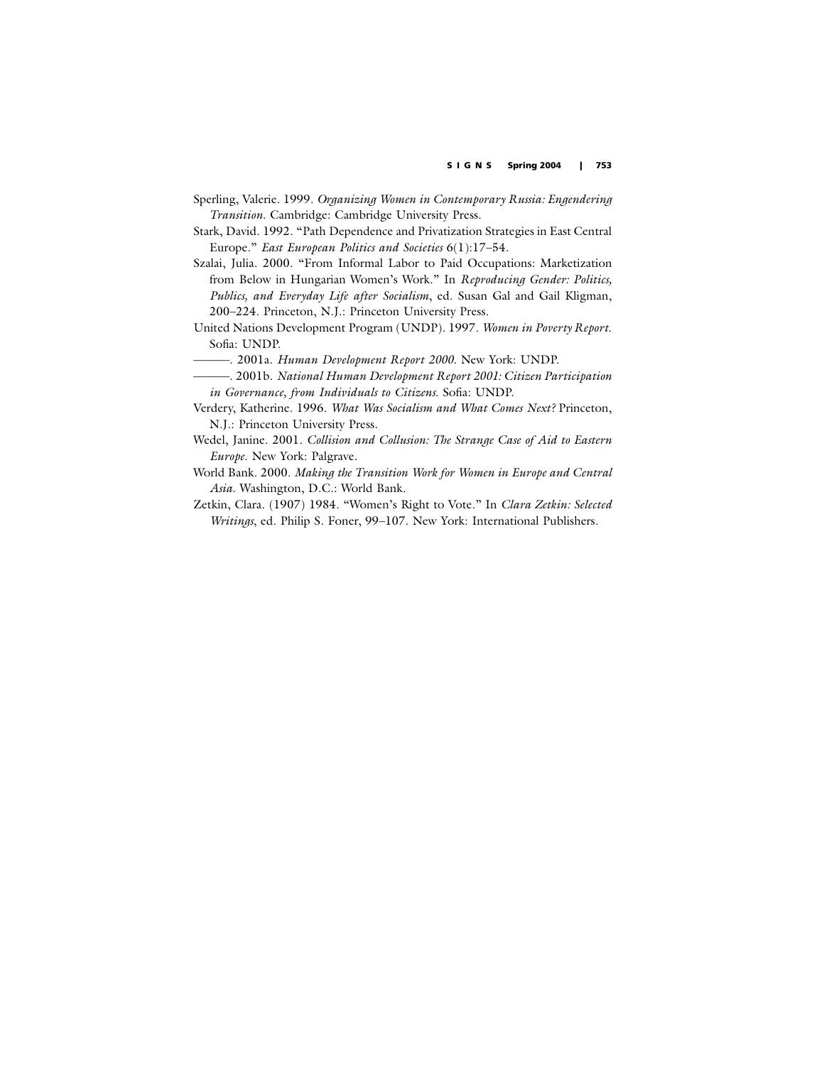Sperling, Valerie. 1999. *Organizing Women in Contemporary Russia: Engendering Transition*. Cambridge: Cambridge University Press.

Stark, David. 1992. "Path Dependence and Privatization Strategies in East Central Europe." *East European Politics and Societies* 6(1):17–54.

Szalai, Julia. 2000. "From Informal Labor to Paid Occupations: Marketization from Below in Hungarian Women's Work." In *Reproducing Gender: Politics, Publics, and Everyday Life after Socialism*, ed. Susan Gal and Gail Kligman, 200–224. Princeton, N.J.: Princeton University Press.

United Nations Development Program (UNDP). 1997. *Women in Poverty Report*. Sofia: UNDP.

———. 2001a. *Human Development Report 2000*. New York: UNDP.

———. 2001b. *National Human Development Report 2001: Citizen Participation in Governance, from Individuals to Citizens*. Sofia: UNDP.

Verdery, Katherine. 1996. *What Was Socialism and What Comes Next?* Princeton, N.J.: Princeton University Press.

Wedel, Janine. 2001. *Collision and Collusion: The Strange Case of Aid to Eastern Europe*. New York: Palgrave.

World Bank. 2000. *Making the Transition Work for Women in Europe and Central Asia*. Washington, D.C.: World Bank.

Zetkin, Clara. (1907) 1984. "Women's Right to Vote." In *Clara Zetkin: Selected Writings*, ed. Philip S. Foner, 99–107. New York: International Publishers.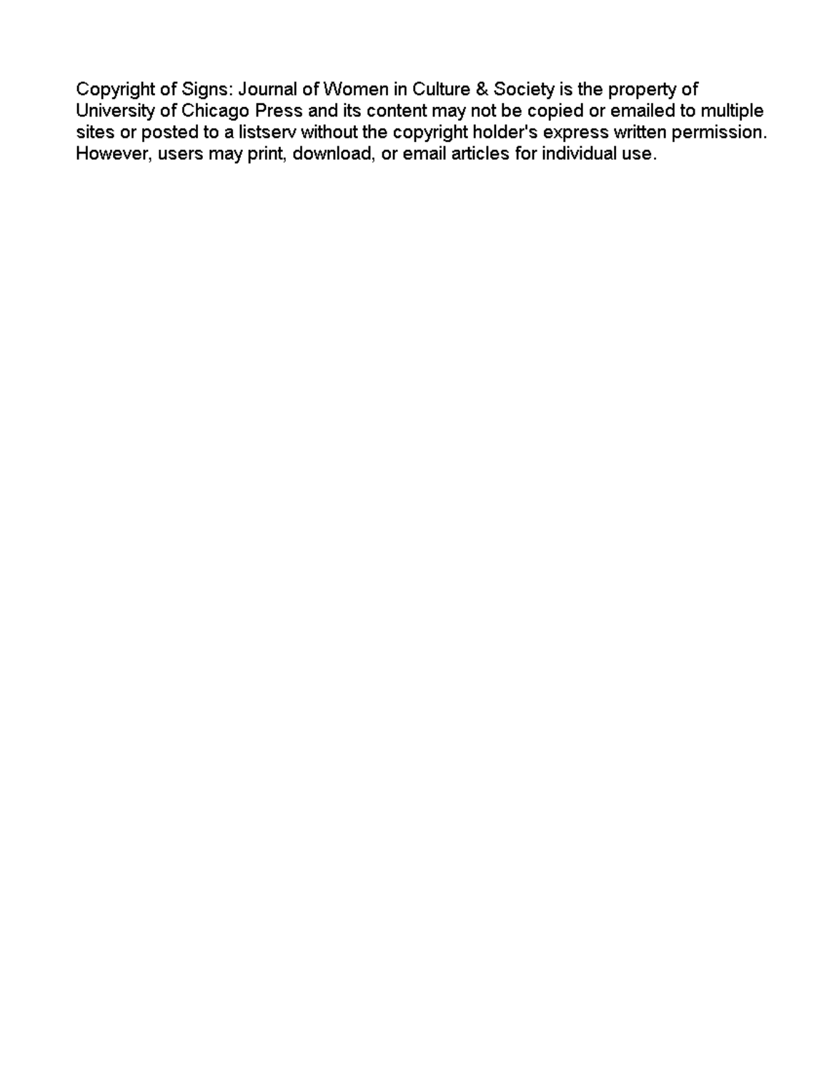Copyright of Signs: Journal of Women in Culture & Society is the property of University of Chicago Press and its content may not be copied or emailed to multiple sites or posted to a listserv without the copyright holder's express written permission. However, users may print, download, or email articles for individual use.